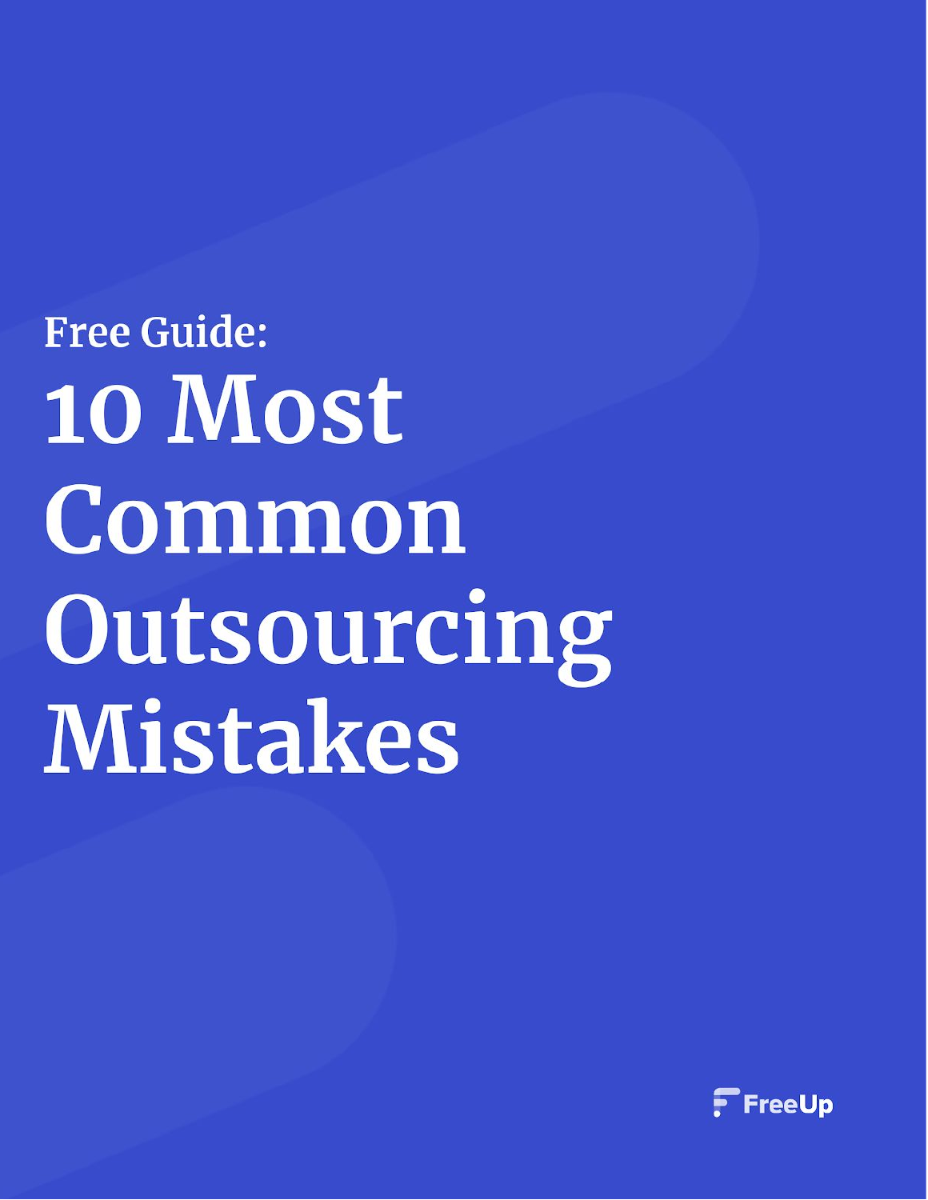Free Guide:

# 10 Most Common Outsourcing Mistakes

FreeUp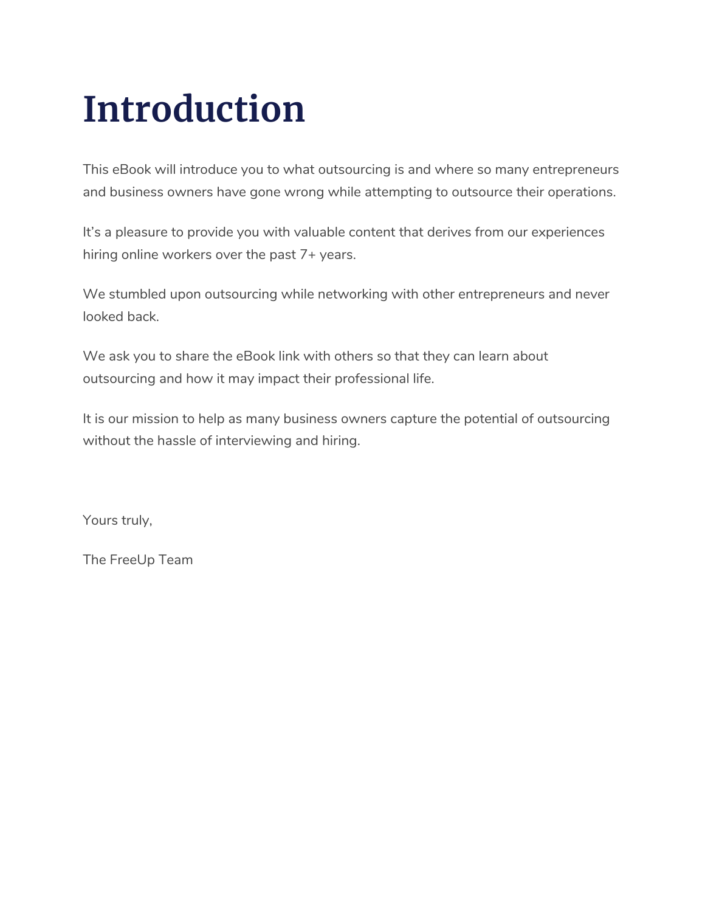# Introduction

This eBook will introduce you to what outsourcing is and where so many entrepreneurs and business owners have gone wrong while attempting to outsource their operations.

It's a pleasure to provide you with valuable content that derives from our experiences hiring online workers over the past 7+ years.

We stumbled upon outsourcing while networking with other entrepreneurs and never looked back.

We ask you to share the eBook link with others so that they can learn about outsourcing and how it may impact their professional life.

It is our mission to help as many business owners capture the potential of outsourcing without the hassle of interviewing and hiring.

Yours truly,

The FreeUp Team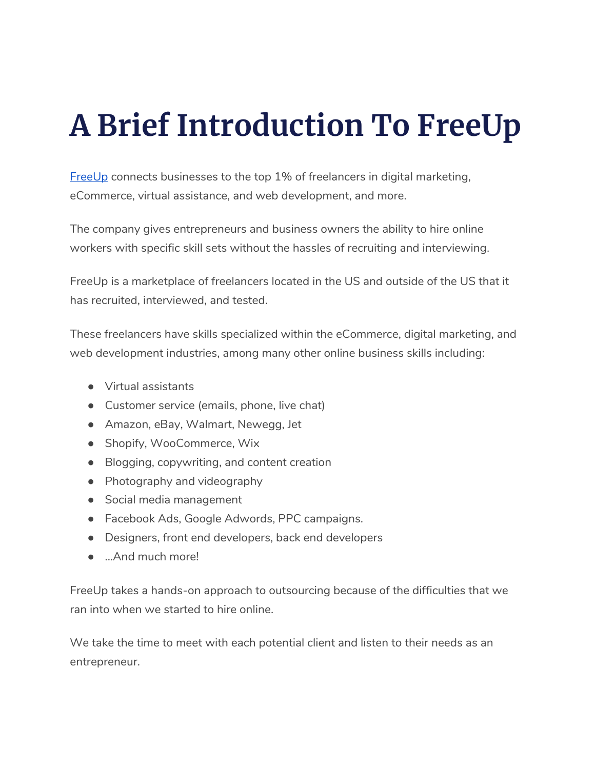# A Brief Introduction To FreeUp

[FreeUp](FreeUp) connects businesses to the top 1% of freelancers in digital marketing, eCommerce, virtual assistance, and web development, and more.

The company gives entrepreneurs and business owners the ability to hire online workers with specific skill sets without the hassles of recruiting and interviewing.

FreeUp is a marketplace of freelancers located in the US and outside of the US that it has recruited, interviewed, and tested.

These freelancers have skills specialized within the eCommerce, digital marketing, and web development industries, among many other online business skills including:

- Virtual assistants
- Customer service (emails, phone, live chat)
- Amazon, eBay, Walmart, Newegg, Jet
- Shopify, WooCommerce, Wix
- Blogging, copywriting, and content creation
- Photography and videography
- Social media management
- Facebook Ads, Google Adwords, PPC campaigns.
- Designers, front end developers, back end developers
- ...And much more!

FreeUp takes a hands-on approach to outsourcing because of the difficulties that we ran into when we started to hire online.

We take the time to meet with each potential client and listen to their needs as an entrepreneur.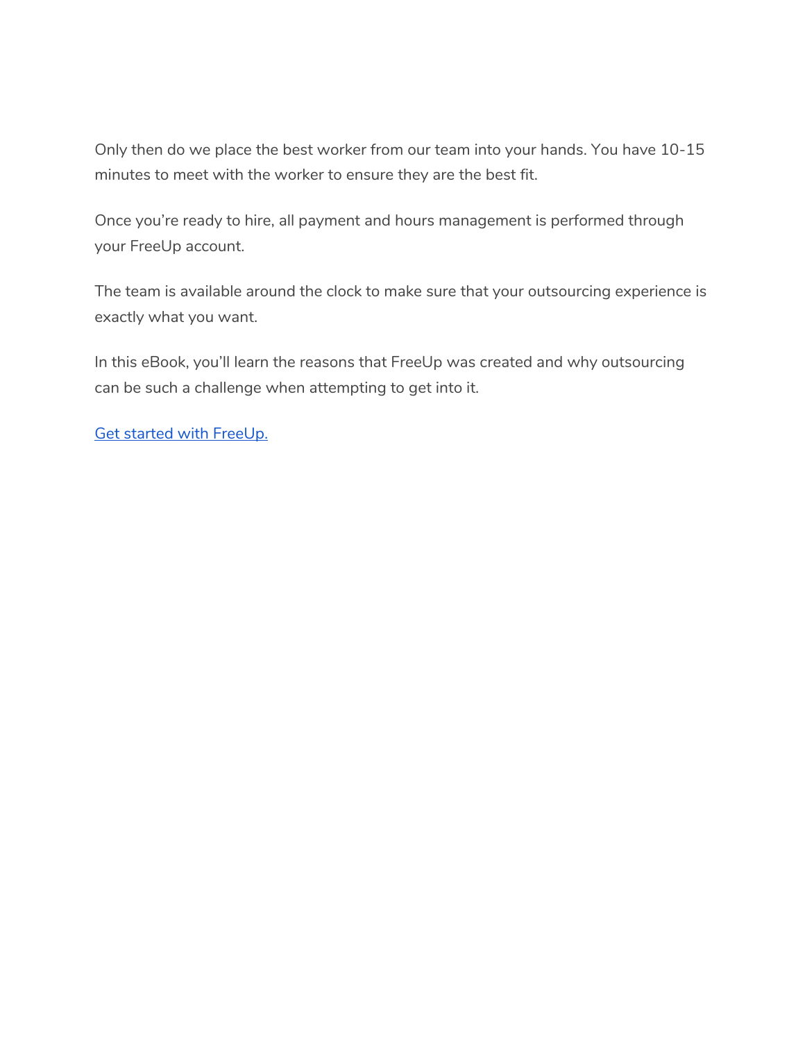Only then do we place the best worker from our team into your hands. You have 10-15 minutes to meet with the worker to ensure they are the best fit.

Once you're ready to hire, all payment and hours management is performed through your FreeUp account.

The team is available around the clock to make sure that your outsourcing experience is exactly what you want.

In this eBook, you'll learn the reasons that FreeUp was created and why outsourcing can be such a challenge when attempting to get into it.

Get started with FreeUp.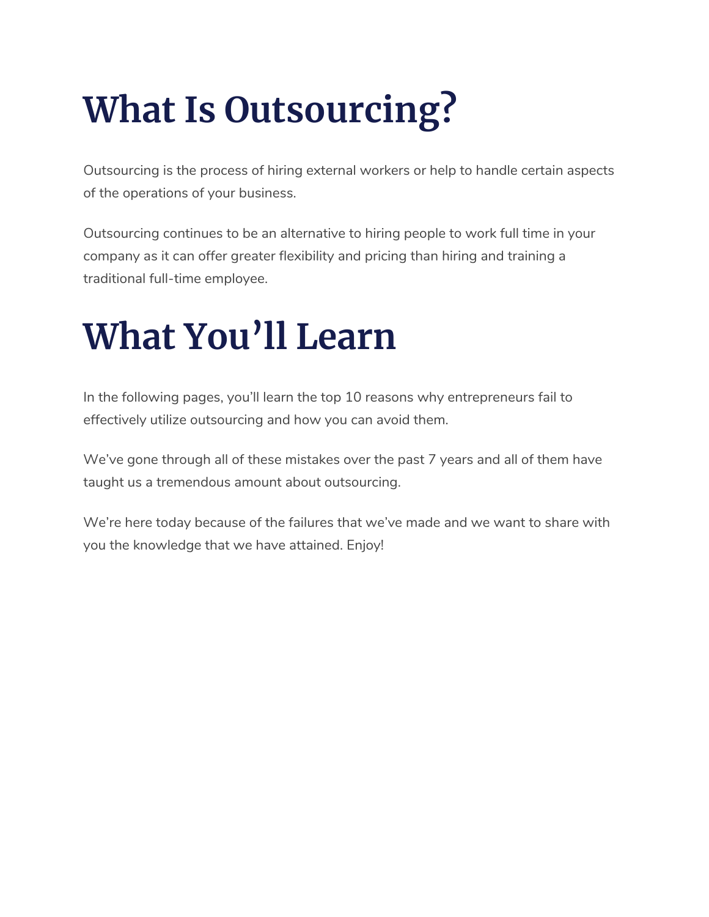# What Is Outsourcing?

Outsourcing is the process of hiring external workers or help to handle certain aspects of the operations of your business.

Outsourcing continues to be an alternative to hiring people to work full time in your company as it can offer greater flexibility and pricing than hiring and training a traditional full-time employee.

# What You'll Learn

In the following pages, you'll learn the top 10 reasons why entrepreneurs fail to effectively utilize outsourcing and how you can avoid them.

We've gone through all of these mistakes over the past 7 years and all of them have taught us a tremendous amount about outsourcing.

We're here today because of the failures that we've made and we want to share with you the knowledge that we have attained. Enjoy!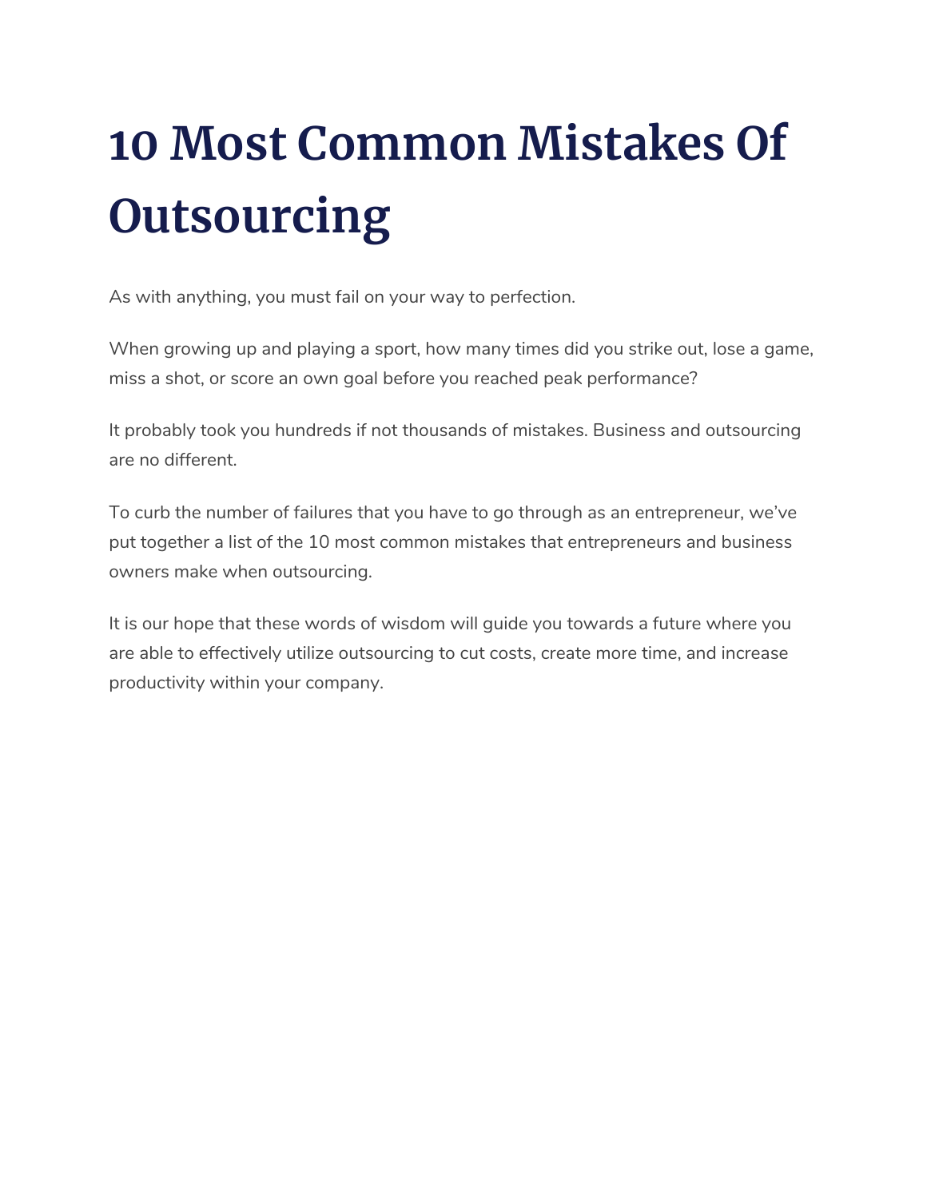# 10 Most Common Mistakes Of Outsourcing

As with anything, you must fail on your way to perfection.

When growing up and playing a sport, how many times did you strike out, lose a game, miss a shot, or score an own goal before you reached peak performance?

It probably took you hundreds if not thousands of mistakes. Business and outsourcing are no different.

To curb the number of failures that you have to go through as an entrepreneur, we've put together a list of the 10 most common mistakes that entrepreneurs and business owners make when outsourcing.

It is our hope that these words of wisdom will guide you towards a future where you are able to effectively utilize outsourcing to cut costs, create more time, and increase productivity within your company.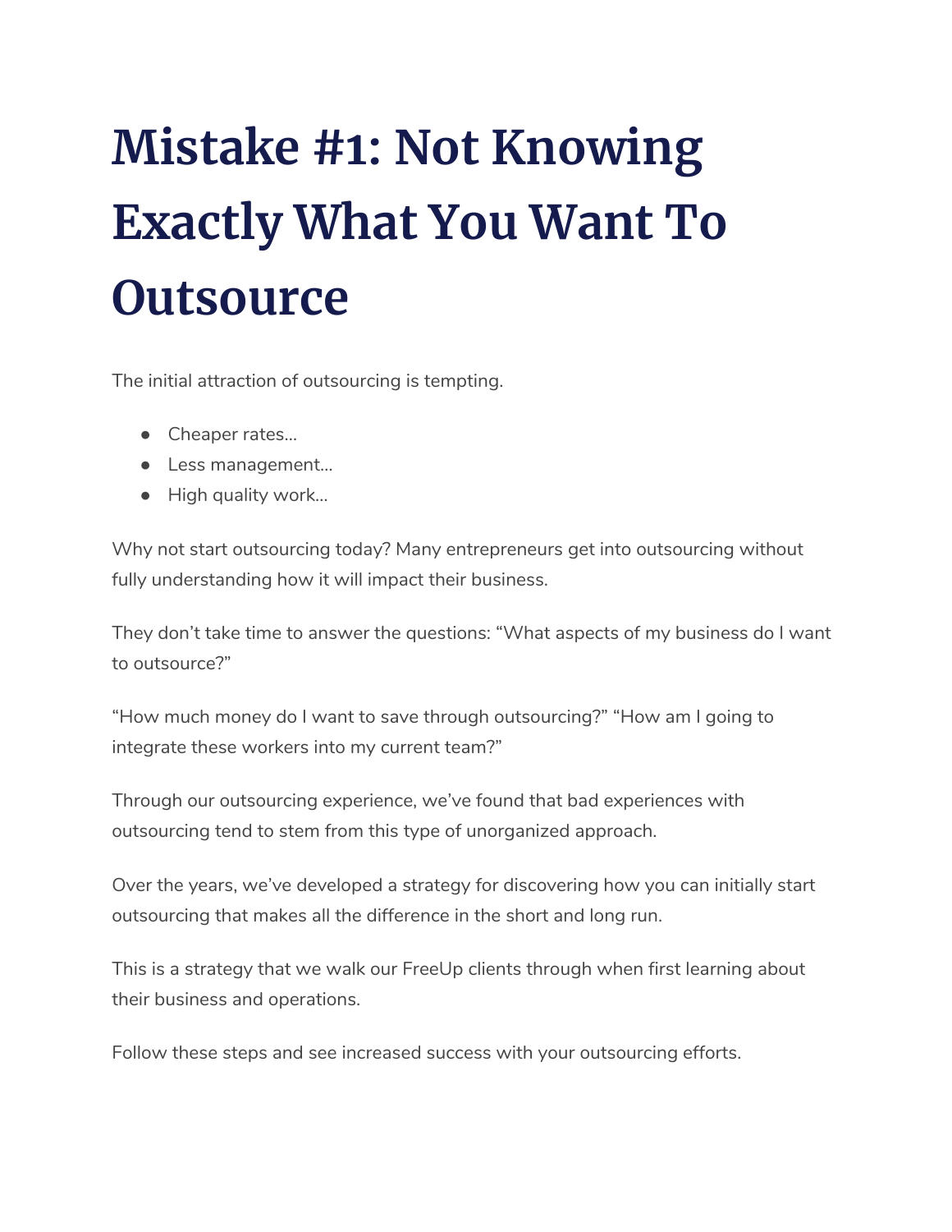# Mistake #1: Not Knowing Exactly What You Want To Outsource

The initial attraction of outsourcing is tempting.

- Cheaper rates...
- Less management...
- High quality work...

Why not start outsourcing today? Many entrepreneurs get into outsourcing without fully understanding how it will impact their business.

They don't take time to answer the questions: "What aspects of my business do I want to outsource?"

"How much money do I want to save through outsourcing?" "How am I going to integrate these workers into my current team?"

Through our outsourcing experience, we've found that bad experiences with outsourcing tend to stem from this type of unorganized approach.

Over the years, we've developed a strategy for discovering how you can initially start outsourcing that makes all the difference in the short and long run.

This is a strategy that we walk our FreeUp clients through when first learning about their business and operations.

Follow these steps and see increased success with your outsourcing efforts.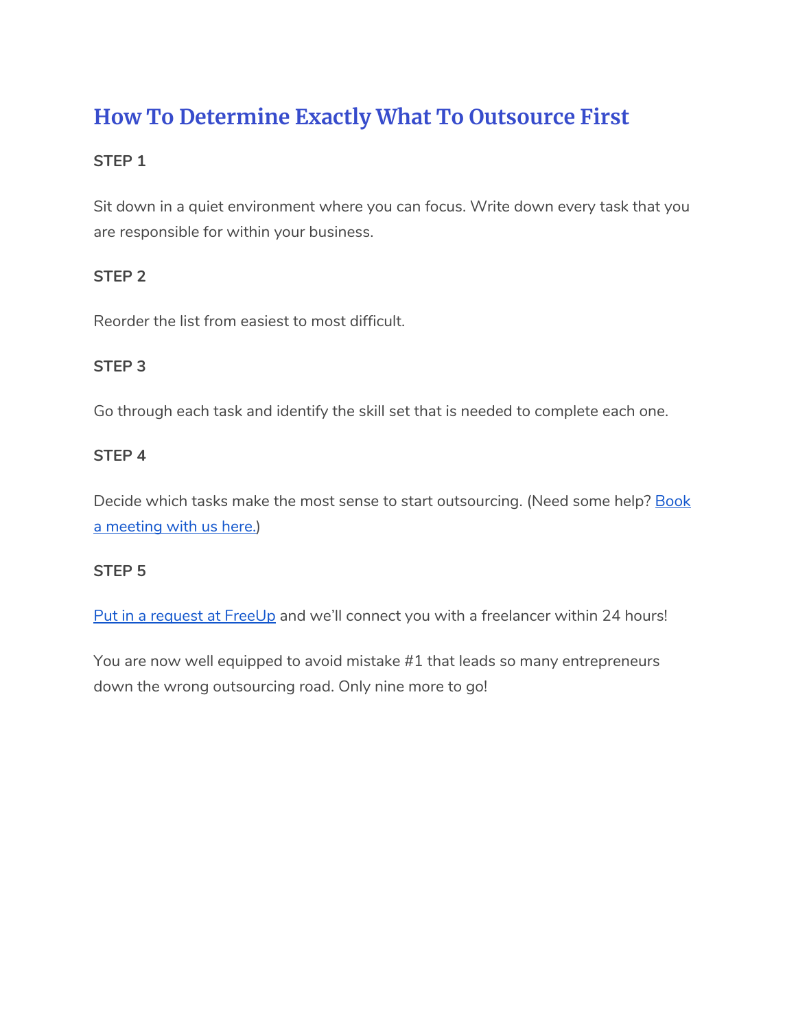## How To Determine Exactly What To Outsource First

**STEP 1**

Sit down in a quiet environment where you can focus. Write down every task that you are responsible for within your business.

**STEP 2**

Reorder the list from easiest to most difficult.

**STEP 3**

Go through each task and identify the skill set that is needed to complete each one.

**STEP 4**

Decide which tasks make the most sense to start outsourcing. (Need some help? Book a meeting with us here.)

**STEP 5**

Put in a request at FreeUp and we'll connect you with a freelancer within 24 hours!

You are now well equipped to avoid mistake #1 that leads so many entrepreneurs down the wrong outsourcing road. Only nine more to go!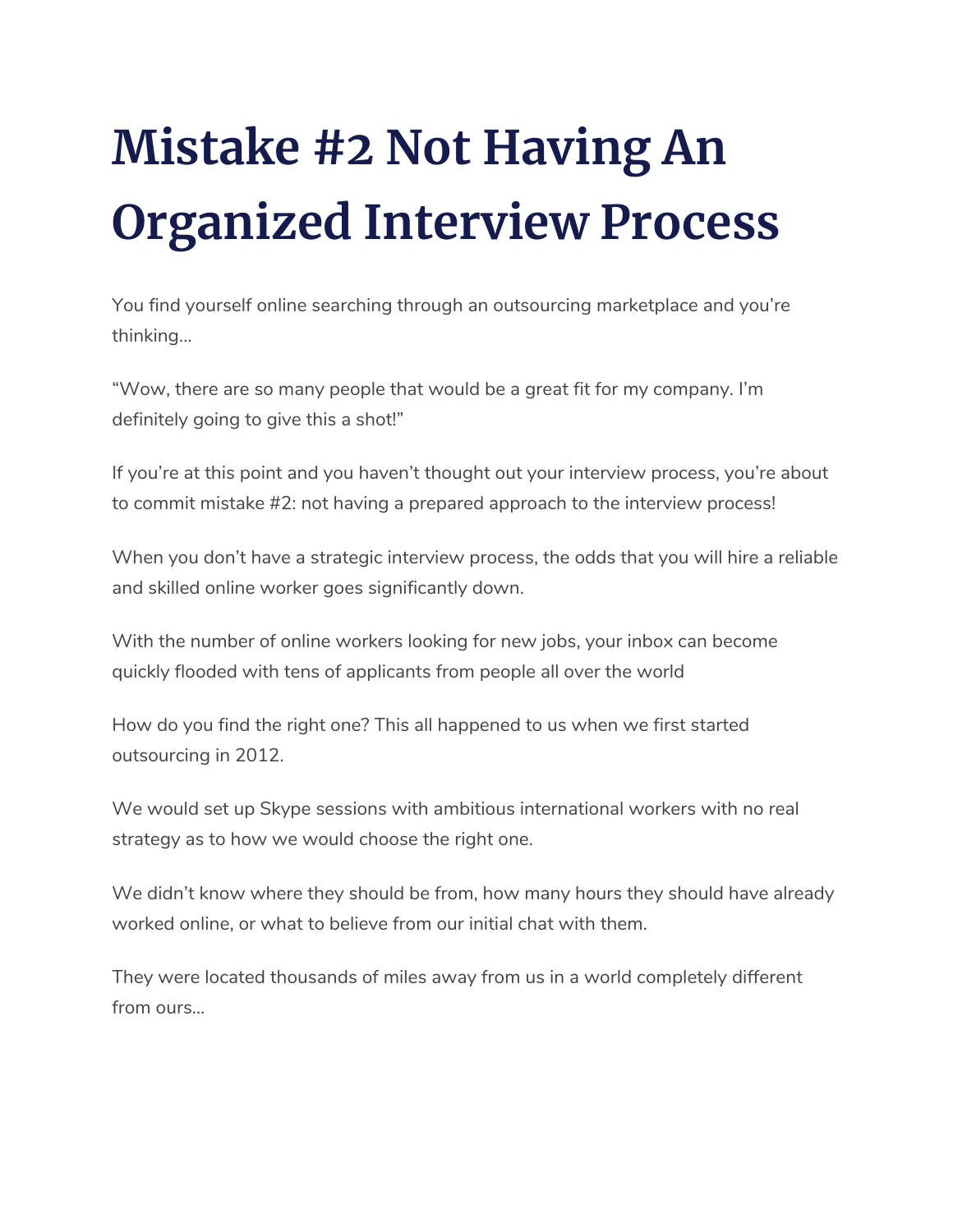# Mistake #2 Not Having An Organized Interview Process

You find yourself online searching through an outsourcing marketplace and you're thinking...

"Wow, there are so many people that would be a great fit for my company. I'm definitely going to give this a shot!"

If you're at this point and you haven't thought out your interview process, you're about to commit mistake #2: not having a prepared approach to the interview process!

When you don't have a strategic interview process, the odds that you will hire a reliable and skilled online worker goes significantly down.

With the number of online workers looking for new jobs, your inbox can become quickly flooded with tens of applicants from people all over the world

How do you find the right one? This all happened to us when we first started outsourcing in 2012.

We would set up Skype sessions with ambitious international workers with no real strategy as to how we would choose the right one.

We didn't know where they should be from, how many hours they should have already worked online, or what to believe from our initial chat with them.

They were located thousands of miles away from us in a world completely different from ours...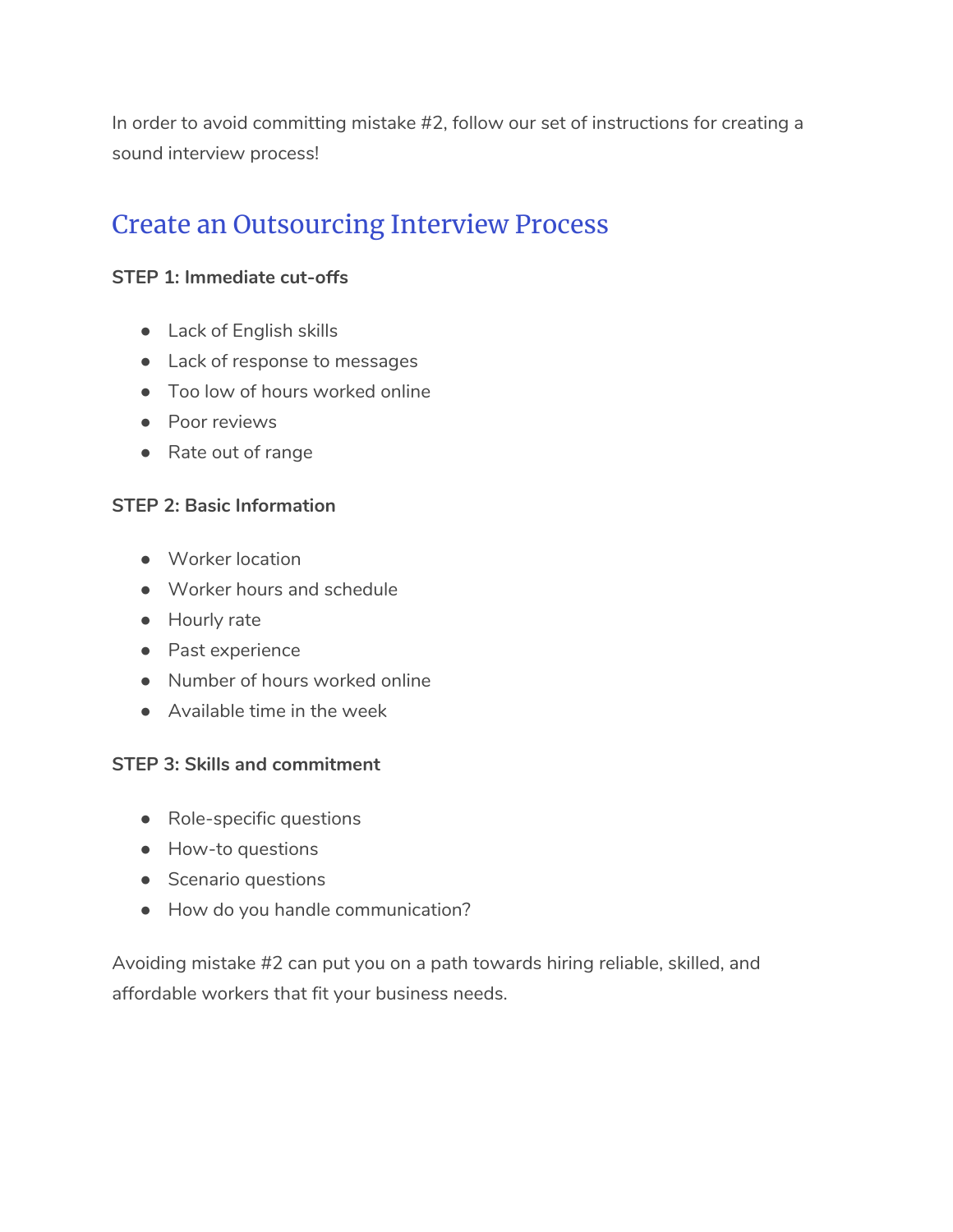In order to avoid committing mistake #2, follow our set of instructions for creating a sound interview process!

## Create an Outsourcing Interview Process

**STEP 1: Immediate cut-offs**

- Lack of English skills
- Lack of response to messages
- Too low of hours worked online
- Poor reviews
- Rate out of range

**STEP 2: Basic Information**

- Worker location
- Worker hours and schedule
- Hourly rate
- Past experience
- Number of hours worked online
- Available time in the week

**STEP 3: Skills and commitment**

- Role-specific questions
- How-to questions
- Scenario questions
- How do you handle communication?

Avoiding mistake #2 can put you on a path towards hiring reliable, skilled, and affordable workers that fit your business needs.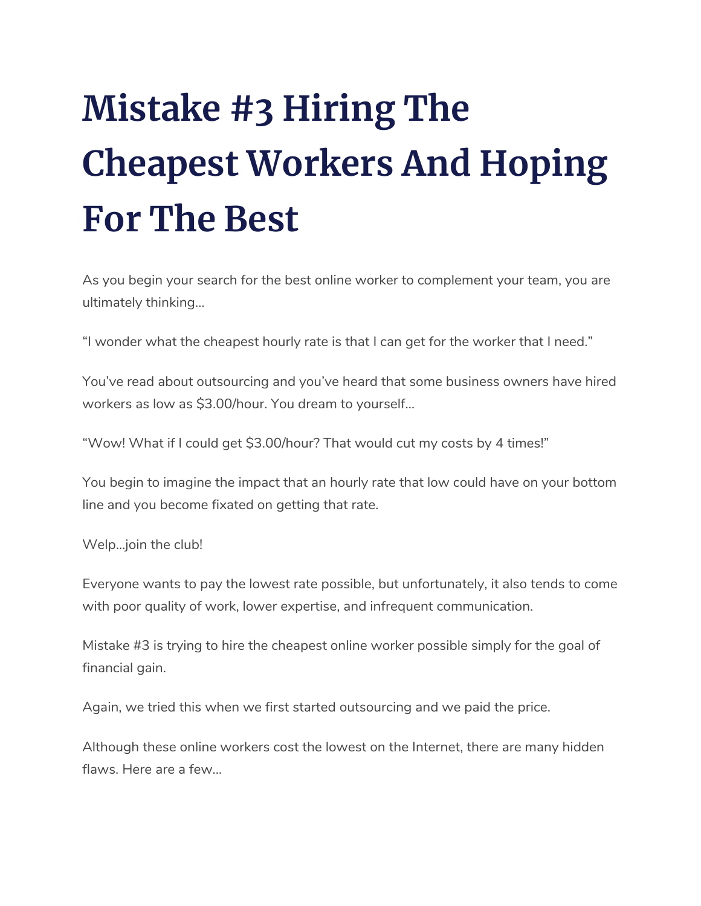# Mistake #3 Hiring The Cheapest Workers And Hoping For The Best

As you begin your search for the best online worker to complement your team, you are ultimately thinking…

“I wonder what the cheapest hourly rate is that I can get for the worker that I need.”

You’ve read about outsourcing and you’ve heard that some business owners have hired workers as low as $3.00/hour. You dream to yourself…

“Wow! What if I could get $3.00/hour? That would cut my costs by 4 times!”

You begin to imagine the impact that an hourly rate that low could have on your bottom line and you become fixated on getting that rate.

Welp…join the club!

Everyone wants to pay the lowest rate possible, but unfortunately, it also tends to come with poor quality of work, lower expertise, and infrequent communication.

Mistake #3 is trying to hire the cheapest online worker possible simply for the goal of financial gain.

Again, we tried this when we first started outsourcing and we paid the price.

Although these online workers cost the lowest on the Internet, there are many hidden flaws. Here are a few…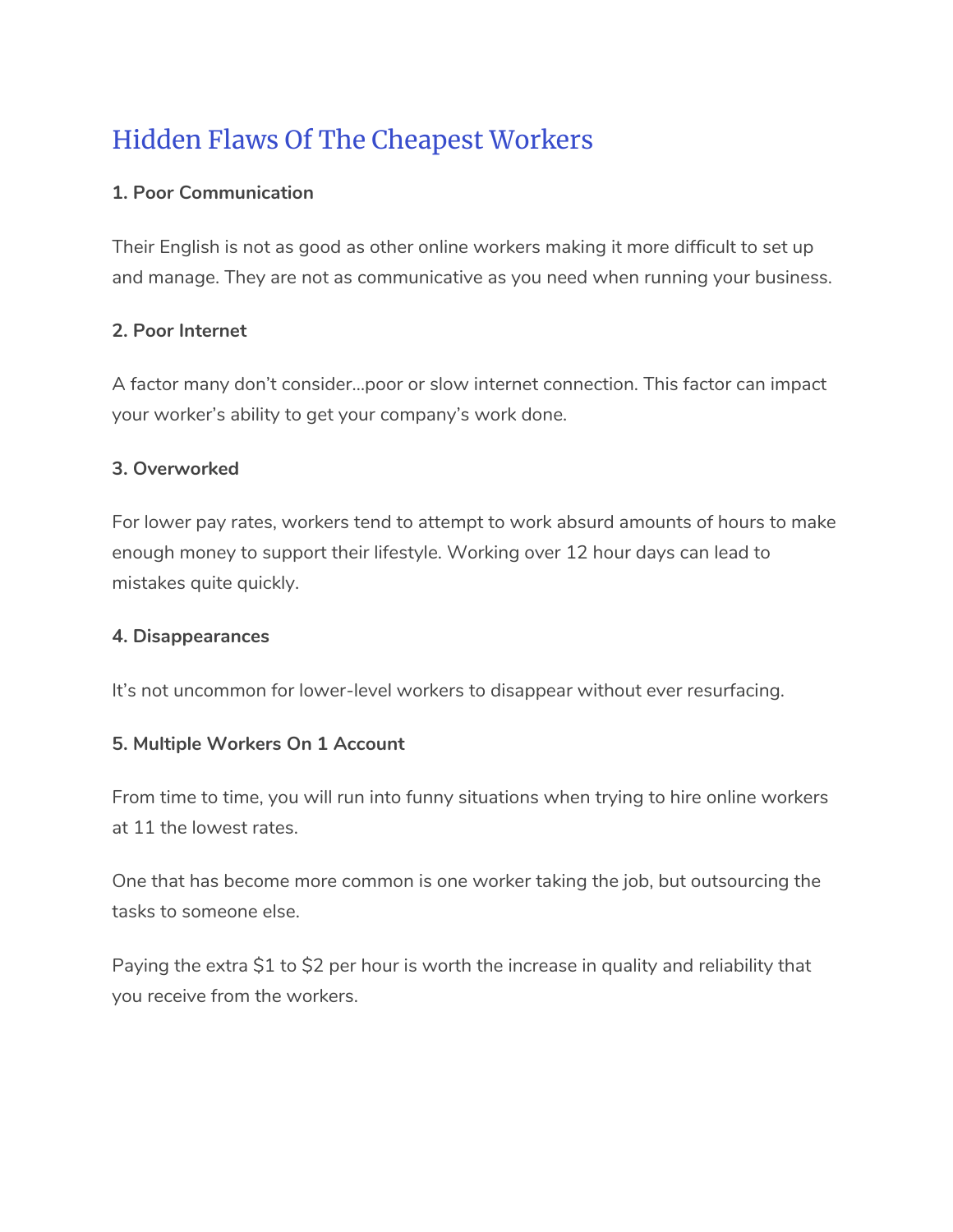## Hidden Flaws Of The Cheapest Workers

**1. Poor Communication**

Their English is not as good as other online workers making it more difficult to set up and manage. They are not as communicative as you need when running your business.

**2. Poor Internet**

A factor many don't consider...poor or slow internet connection. This factor can impact your worker's ability to get your company's work done.

**3. Overworked**

For lower pay rates, workers tend to attempt to work absurd amounts of hours to make enough money to support their lifestyle. Working over 12 hour days can lead to mistakes quite quickly.

**4. Disappearances**

It's not uncommon for lower-level workers to disappear without ever resurfacing.

**5. Multiple Workers On 1 Account**

From time to time, you will run into funny situations when trying to hire online workers at 11 the lowest rates.

One that has become more common is one worker taking the job, but outsourcing the tasks to someone else.

Paying the extra $1 to $2 per hour is worth the increase in quality and reliability that you receive from the workers.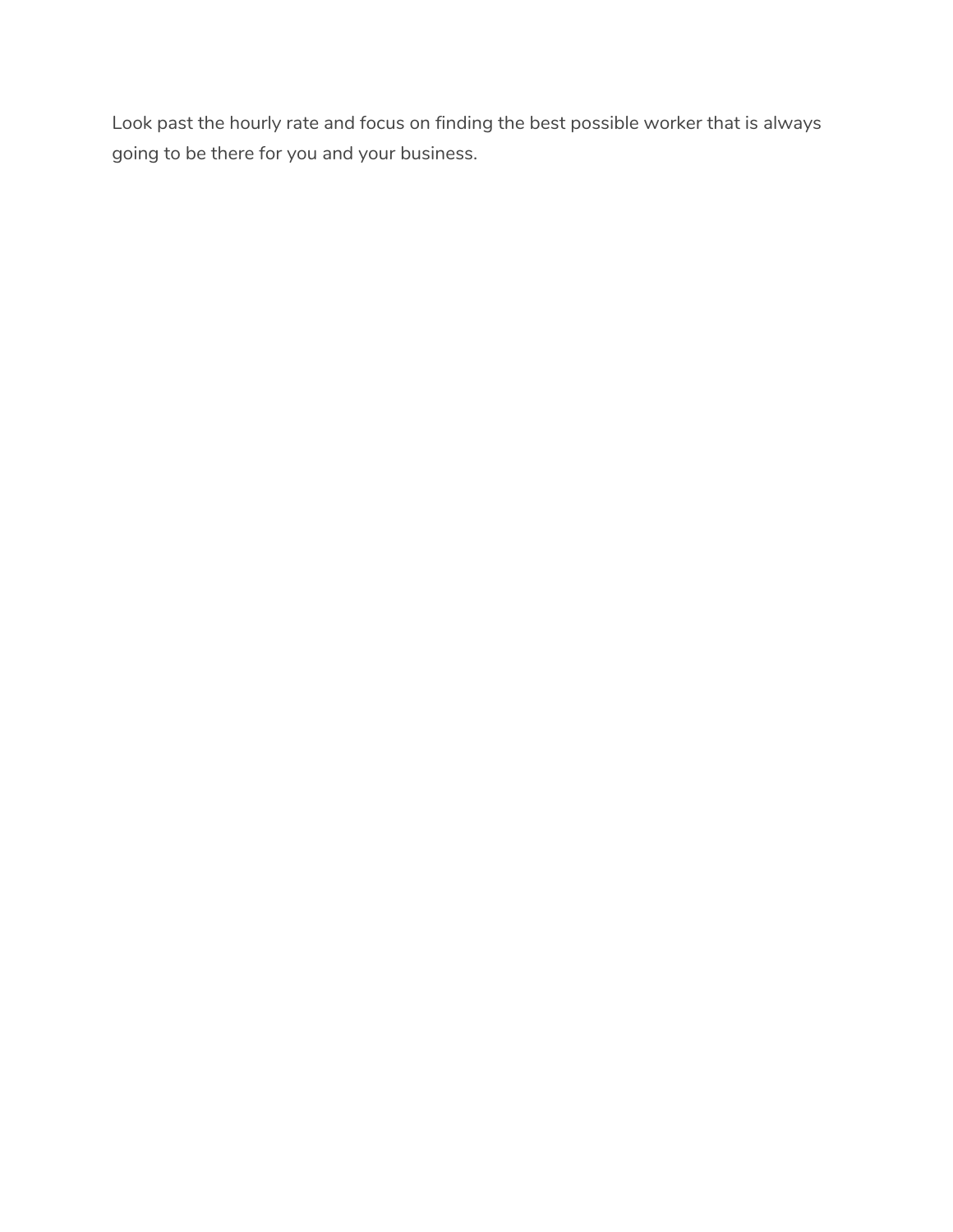Look past the hourly rate and focus on finding the best possible worker that is always going to be there for you and your business.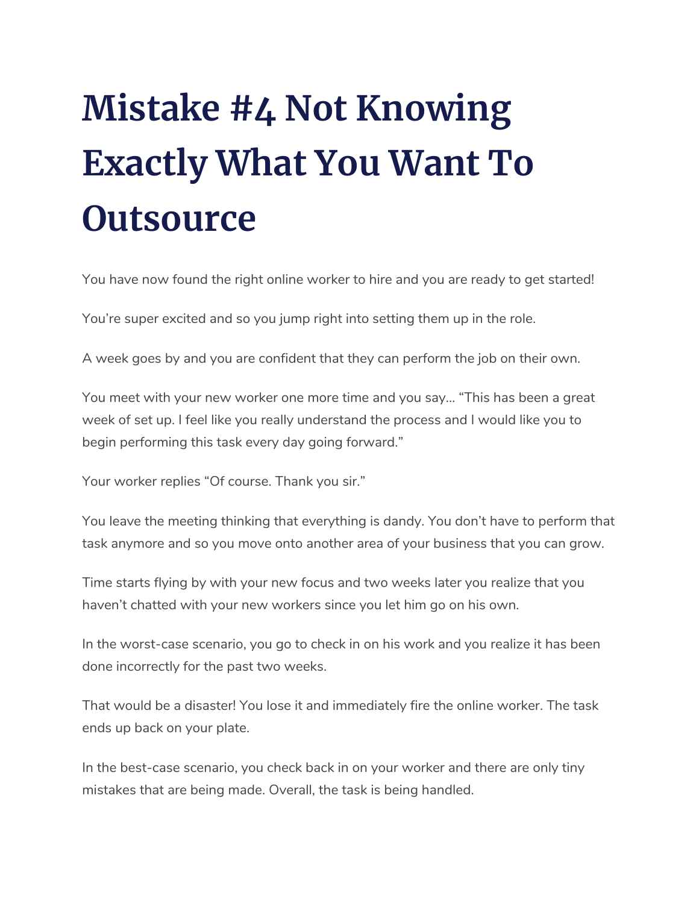# Mistake #4 Not Knowing Exactly What You Want To Outsource

You have now found the right online worker to hire and you are ready to get started!

You're super excited and so you jump right into setting them up in the role.

A week goes by and you are confident that they can perform the job on their own.

You meet with your new worker one more time and you say… "This has been a great week of set up. I feel like you really understand the process and I would like you to begin performing this task every day going forward."

Your worker replies "Of course. Thank you sir."

You leave the meeting thinking that everything is dandy. You don't have to perform that task anymore and so you move onto another area of your business that you can grow.

Time starts flying by with your new focus and two weeks later you realize that you haven't chatted with your new workers since you let him go on his own.

In the worst-case scenario, you go to check in on his work and you realize it has been done incorrectly for the past two weeks.

That would be a disaster! You lose it and immediately fire the online worker. The task ends up back on your plate.

In the best-case scenario, you check back in on your worker and there are only tiny mistakes that are being made. Overall, the task is being handled.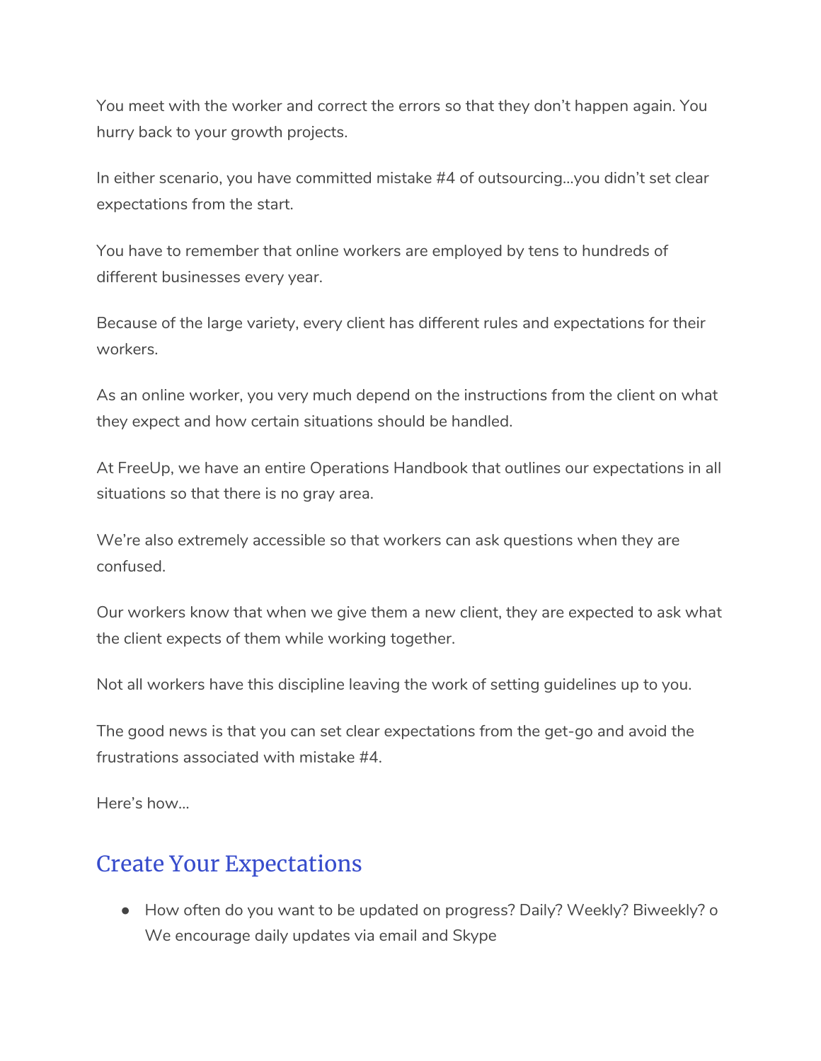You meet with the worker and correct the errors so that they don't happen again. You hurry back to your growth projects.

In either scenario, you have committed mistake #4 of outsourcing…you didn't set clear expectations from the start.

You have to remember that online workers are employed by tens to hundreds of different businesses every year.

Because of the large variety, every client has different rules and expectations for their workers.

As an online worker, you very much depend on the instructions from the client on what they expect and how certain situations should be handled.

At FreeUp, we have an entire Operations Handbook that outlines our expectations in all situations so that there is no gray area.

We're also extremely accessible so that workers can ask questions when they are confused.

Our workers know that when we give them a new client, they are expected to ask what the client expects of them while working together.

Not all workers have this discipline leaving the work of setting guidelines up to you.

The good news is that you can set clear expectations from the get-go and avoid the frustrations associated with mistake #4.

Here's how…

## Create Your Expectations

- How often do you want to be updated on progress? Daily? Weekly? Biweekly? o We encourage daily updates via email and Skype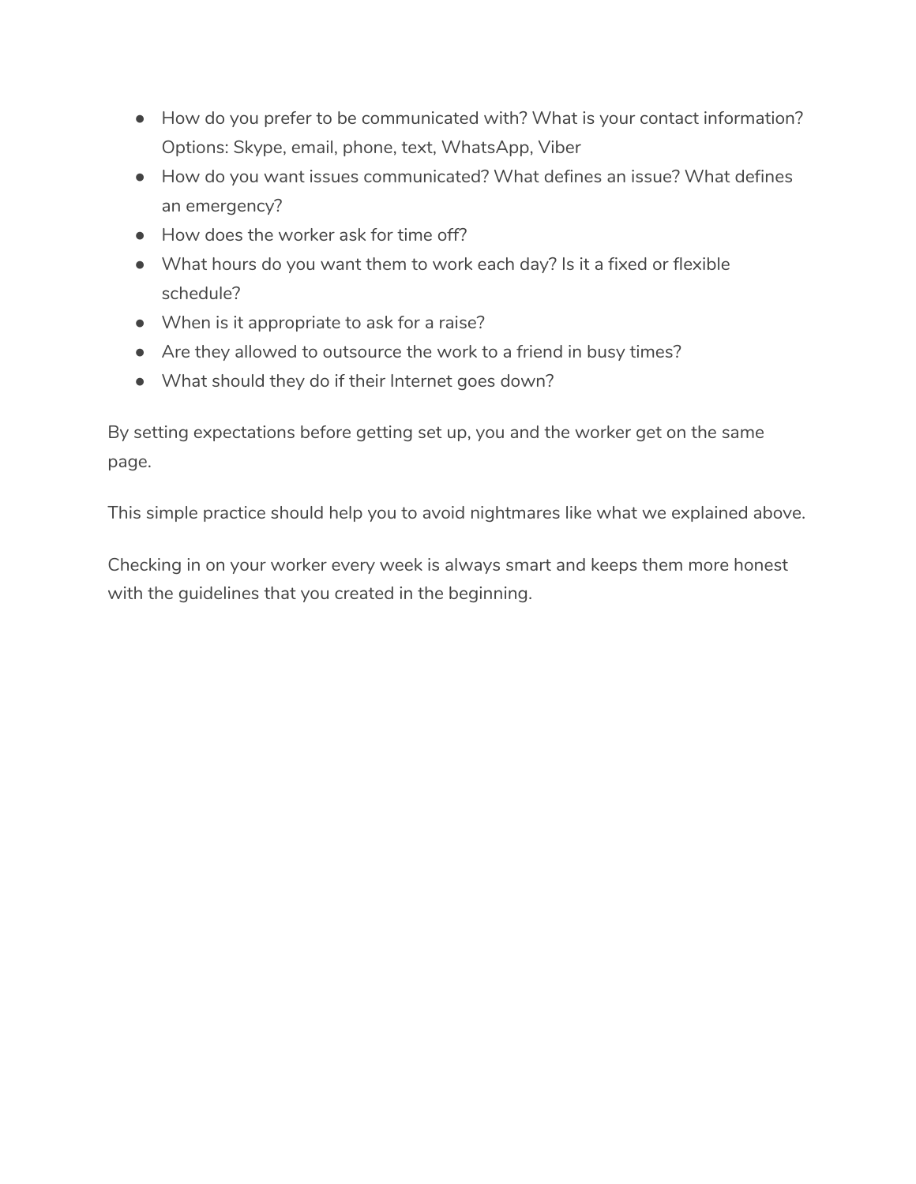- How do you prefer to be communicated with? What is your contact information? Options: Skype, email, phone, text, WhatsApp, Viber
- How do you want issues communicated? What defines an issue? What defines an emergency?
- How does the worker ask for time off?
- What hours do you want them to work each day? Is it a fixed or flexible schedule?
- When is it appropriate to ask for a raise?
- Are they allowed to outsource the work to a friend in busy times?
- What should they do if their Internet goes down?

By setting expectations before getting set up, you and the worker get on the same page.

This simple practice should help you to avoid nightmares like what we explained above.

Checking in on your worker every week is always smart and keeps them more honest with the guidelines that you created in the beginning.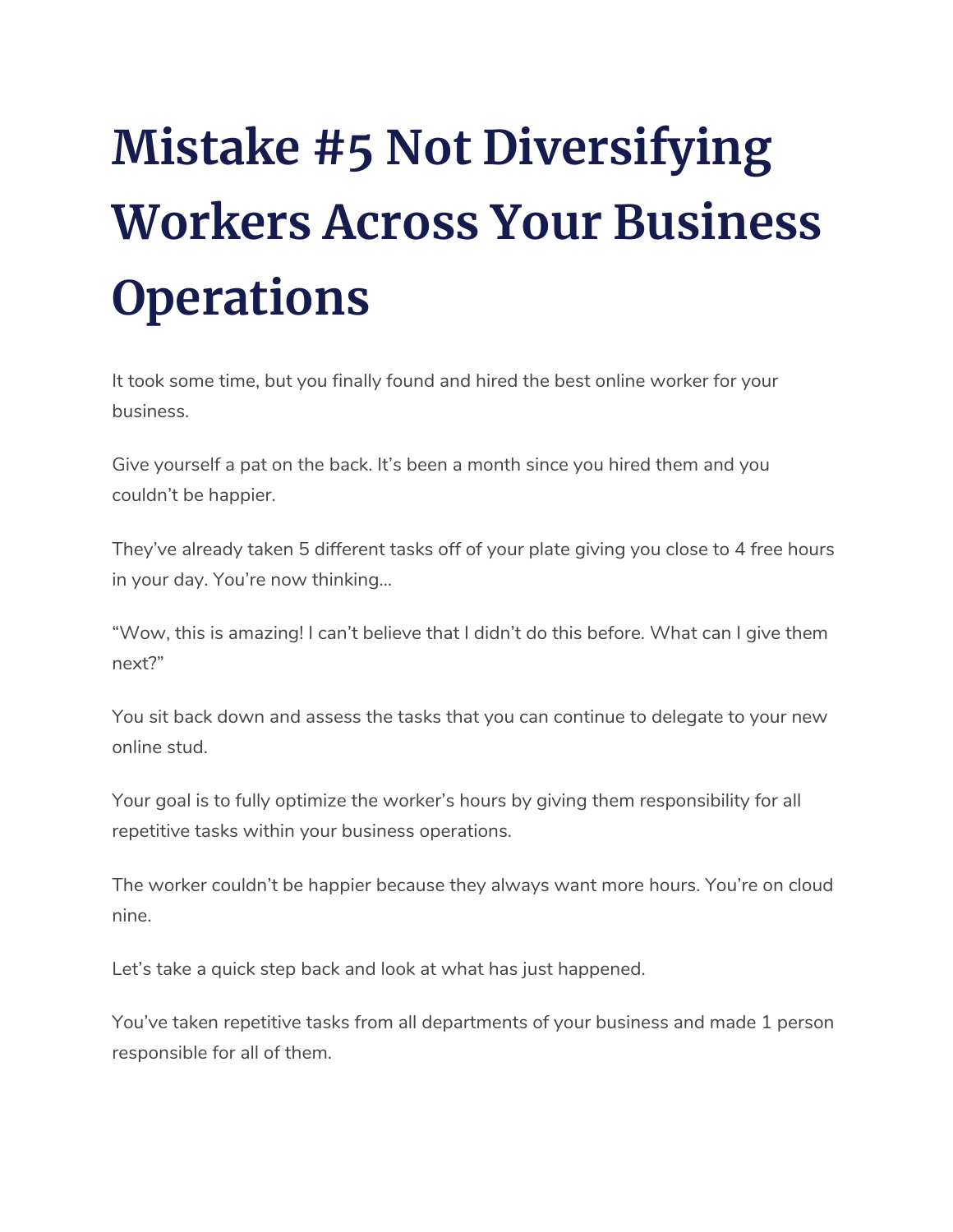# Mistake #5 Not Diversifying Workers Across Your Business Operations

It took some time, but you finally found and hired the best online worker for your business.

Give yourself a pat on the back. It's been a month since you hired them and you couldn't be happier.

They've already taken 5 different tasks off of your plate giving you close to 4 free hours in your day. You're now thinking...

"Wow, this is amazing! I can't believe that I didn't do this before. What can I give them next?"

You sit back down and assess the tasks that you can continue to delegate to your new online stud.

Your goal is to fully optimize the worker's hours by giving them responsibility for all repetitive tasks within your business operations.

The worker couldn't be happier because they always want more hours. You're on cloud nine.

Let's take a quick step back and look at what has just happened.

You've taken repetitive tasks from all departments of your business and made 1 person responsible for all of them.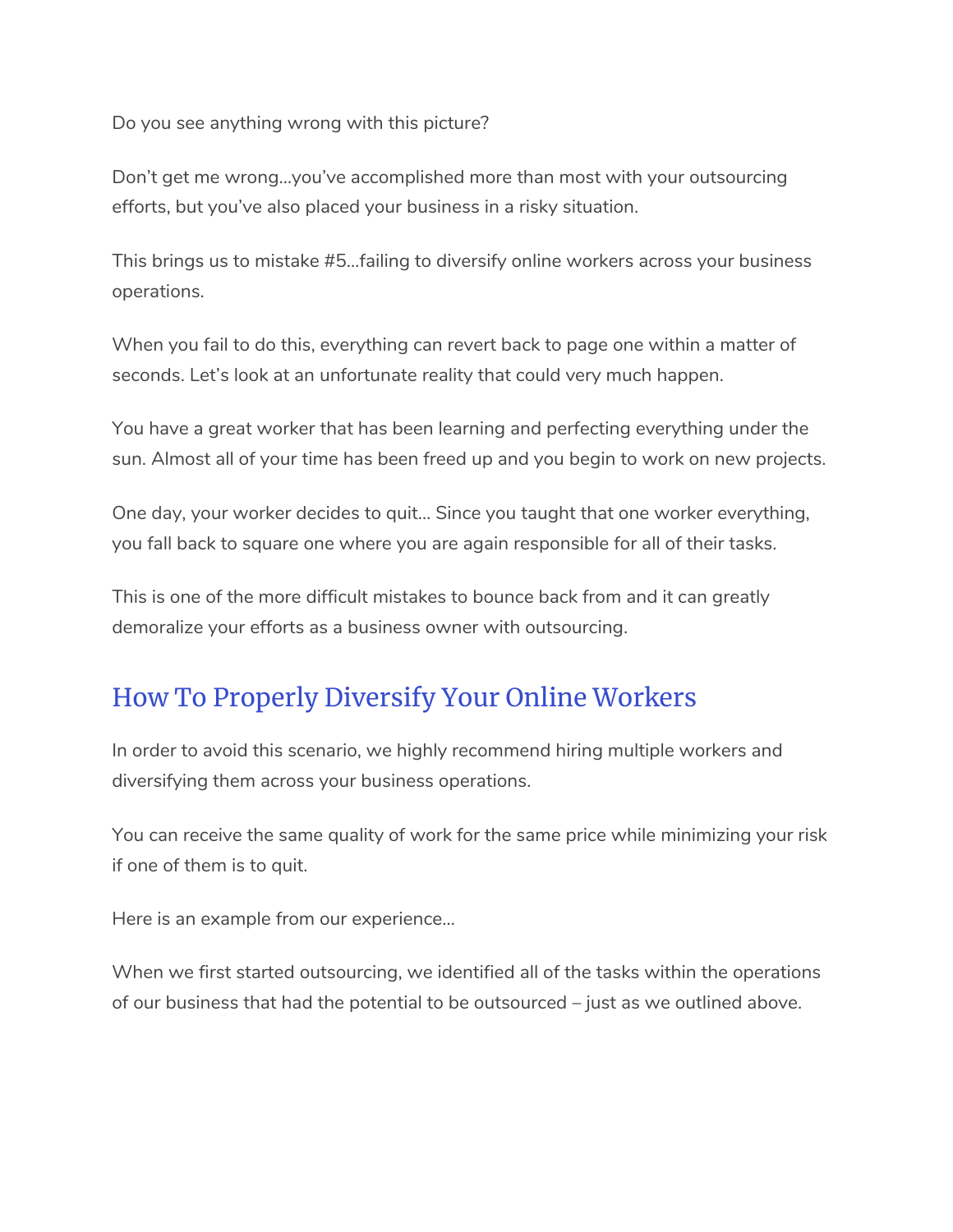Do you see anything wrong with this picture?

Don't get me wrong…you've accomplished more than most with your outsourcing efforts, but you've also placed your business in a risky situation.

This brings us to mistake #5…failing to diversify online workers across your business operations.

When you fail to do this, everything can revert back to page one within a matter of seconds. Let's look at an unfortunate reality that could very much happen.

You have a great worker that has been learning and perfecting everything under the sun. Almost all of your time has been freed up and you begin to work on new projects.

One day, your worker decides to quit… Since you taught that one worker everything, you fall back to square one where you are again responsible for all of their tasks.

This is one of the more difficult mistakes to bounce back from and it can greatly demoralize your efforts as a business owner with outsourcing.

## How To Properly Diversify Your Online Workers

In order to avoid this scenario, we highly recommend hiring multiple workers and diversifying them across your business operations.

You can receive the same quality of work for the same price while minimizing your risk if one of them is to quit.

Here is an example from our experience…

When we first started outsourcing, we identified all of the tasks within the operations of our business that had the potential to be outsourced – just as we outlined above.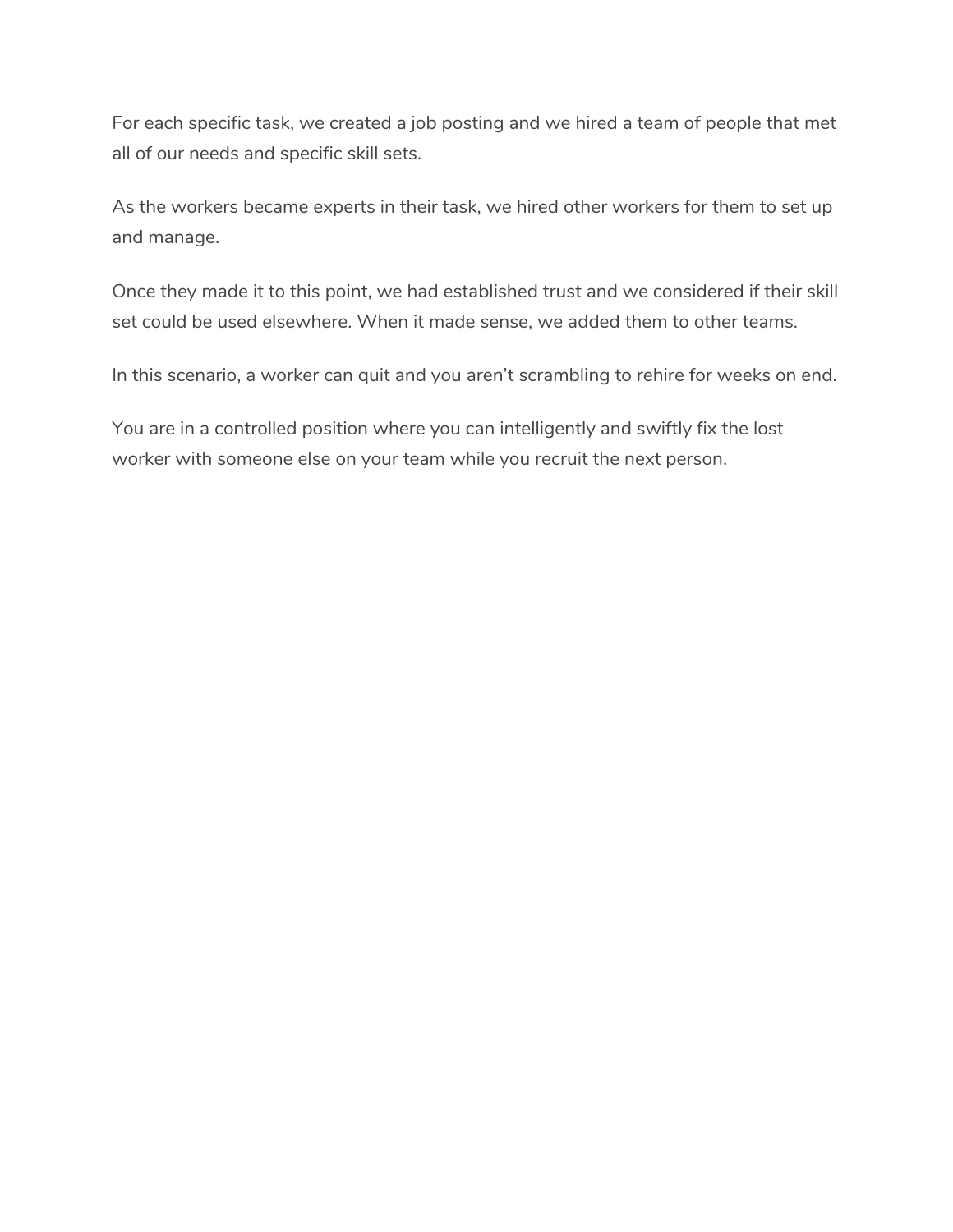For each specific task, we created a job posting and we hired a team of people that met all of our needs and specific skill sets.

As the workers became experts in their task, we hired other workers for them to set up and manage.

Once they made it to this point, we had established trust and we considered if their skill set could be used elsewhere. When it made sense, we added them to other teams.

In this scenario, a worker can quit and you aren't scrambling to rehire for weeks on end.

You are in a controlled position where you can intelligently and swiftly fix the lost worker with someone else on your team while you recruit the next person.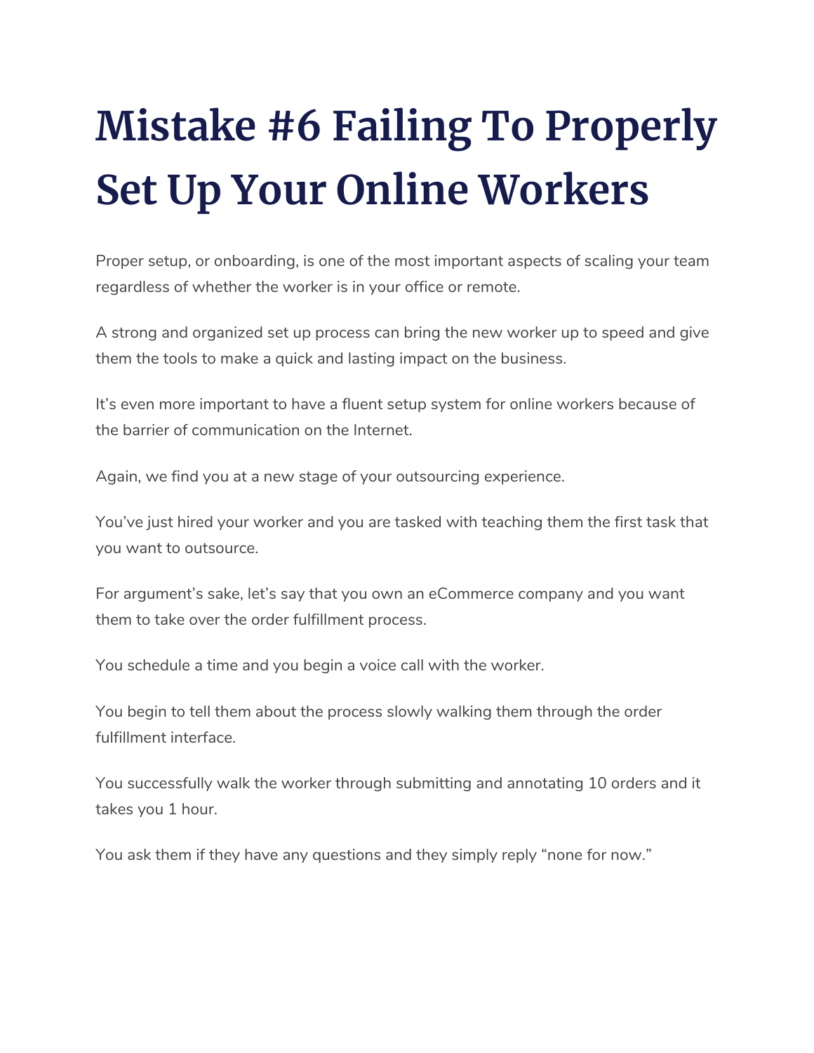# Mistake #6 Failing To Properly Set Up Your Online Workers

Proper setup, or onboarding, is one of the most important aspects of scaling your team regardless of whether the worker is in your office or remote.

A strong and organized set up process can bring the new worker up to speed and give them the tools to make a quick and lasting impact on the business.

It's even more important to have a fluent setup system for online workers because of the barrier of communication on the Internet.

Again, we find you at a new stage of your outsourcing experience.

You've just hired your worker and you are tasked with teaching them the first task that you want to outsource.

For argument's sake, let's say that you own an eCommerce company and you want them to take over the order fulfillment process.

You schedule a time and you begin a voice call with the worker.

You begin to tell them about the process slowly walking them through the order fulfillment interface.

You successfully walk the worker through submitting and annotating 10 orders and it takes you 1 hour.

You ask them if they have any questions and they simply reply "none for now."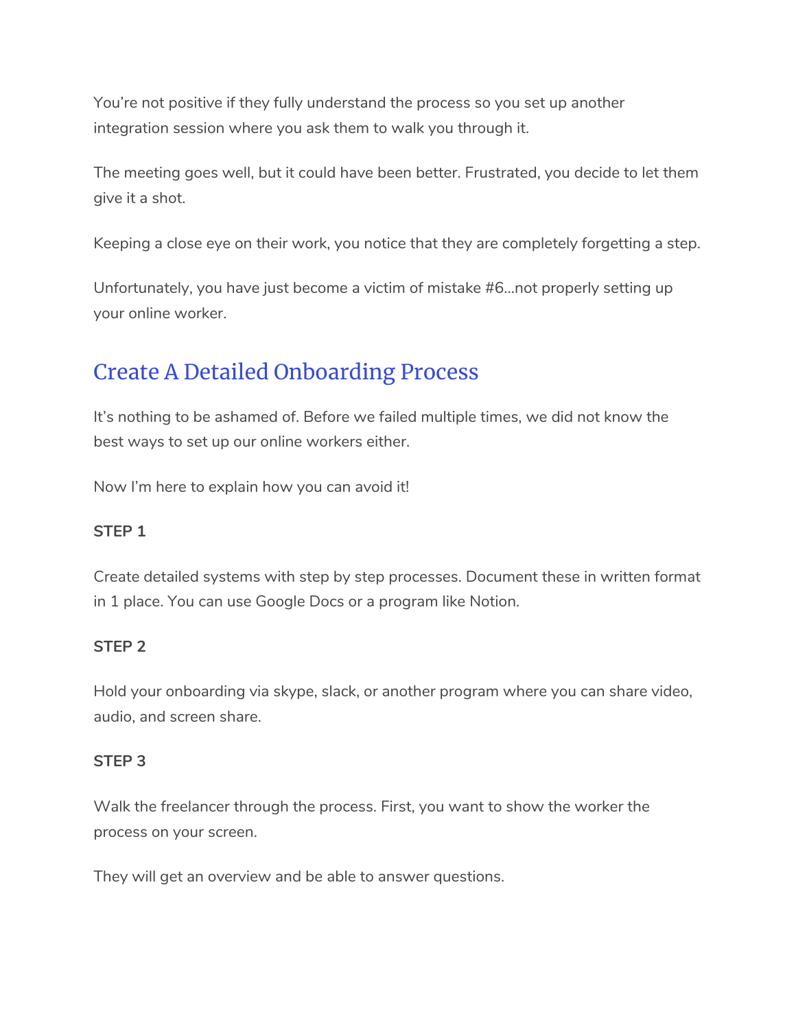You're not positive if they fully understand the process so you set up another integration session where you ask them to walk you through it.

The meeting goes well, but it could have been better. Frustrated, you decide to let them give it a shot.

Keeping a close eye on their work, you notice that they are completely forgetting a step.

Unfortunately, you have just become a victim of mistake #6...not properly setting up your online worker.

## Create A Detailed Onboarding Process

It's nothing to be ashamed of. Before we failed multiple times, we did not know the best ways to set up our online workers either.

Now I'm here to explain how you can avoid it!

**STEP 1**

Create detailed systems with step by step processes. Document these in written format in 1 place. You can use Google Docs or a program like Notion.

**STEP 2**

Hold your onboarding via skype, slack, or another program where you can share video, audio, and screen share.

**STEP 3**

Walk the freelancer through the process. First, you want to show the worker the process on your screen.

They will get an overview and be able to answer questions.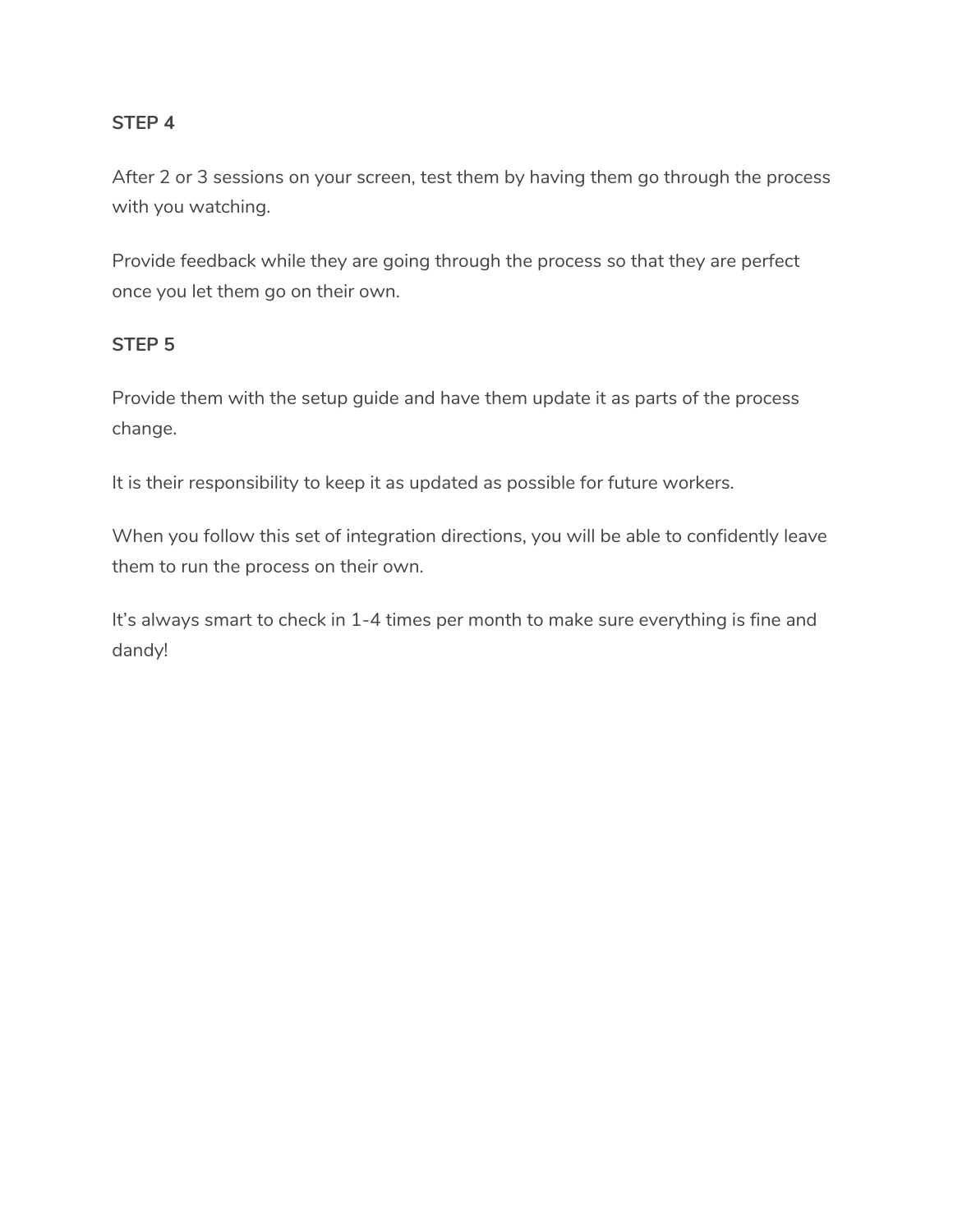**STEP 4**

After 2 or 3 sessions on your screen, test them by having them go through the process with you watching.

Provide feedback while they are going through the process so that they are perfect once you let them go on their own.

**STEP 5**

Provide them with the setup guide and have them update it as parts of the process change.

It is their responsibility to keep it as updated as possible for future workers.

When you follow this set of integration directions, you will be able to confidently leave them to run the process on their own.

It’s always smart to check in 1-4 times per month to make sure everything is fine and dandy!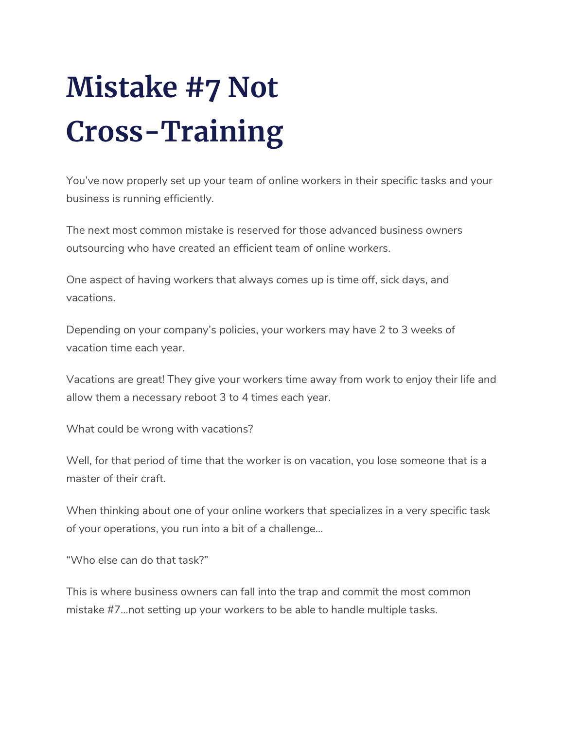# Mistake #7 Not Cross-Training

You've now properly set up your team of online workers in their specific tasks and your business is running efficiently.

The next most common mistake is reserved for those advanced business owners outsourcing who have created an efficient team of online workers.

One aspect of having workers that always comes up is time off, sick days, and vacations.

Depending on your company's policies, your workers may have 2 to 3 weeks of vacation time each year.

Vacations are great! They give your workers time away from work to enjoy their life and allow them a necessary reboot 3 to 4 times each year.

What could be wrong with vacations?

Well, for that period of time that the worker is on vacation, you lose someone that is a master of their craft.

When thinking about one of your online workers that specializes in a very specific task of your operations, you run into a bit of a challenge…

"Who else can do that task?"

This is where business owners can fall into the trap and commit the most common mistake #7…not setting up your workers to be able to handle multiple tasks.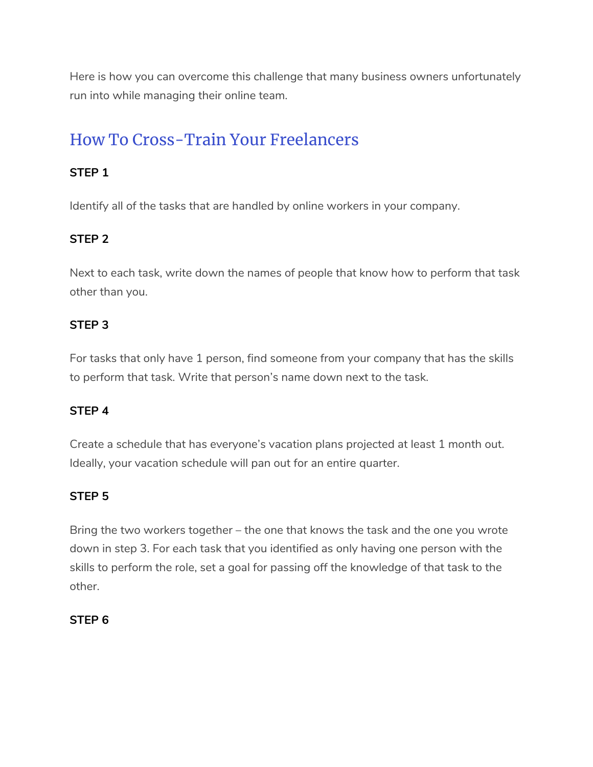Here is how you can overcome this challenge that many business owners unfortunately run into while managing their online team.

## How To Cross-Train Your Freelancers

**STEP 1**

Identify all of the tasks that are handled by online workers in your company.

**STEP 2**

Next to each task, write down the names of people that know how to perform that task other than you.

**STEP 3**

For tasks that only have 1 person, find someone from your company that has the skills to perform that task. Write that person's name down next to the task.

**STEP 4**

Create a schedule that has everyone's vacation plans projected at least 1 month out. Ideally, your vacation schedule will pan out for an entire quarter.

**STEP 5**

Bring the two workers together – the one that knows the task and the one you wrote down in step 3. For each task that you identified as only having one person with the skills to perform the role, set a goal for passing off the knowledge of that task to the other.

**STEP 6**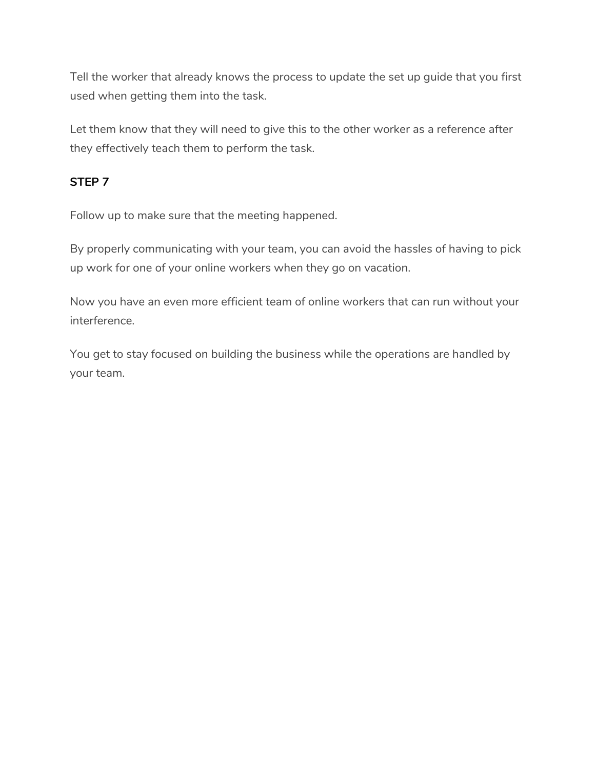Tell the worker that already knows the process to update the set up guide that you first used when getting them into the task.

Let them know that they will need to give this to the other worker as a reference after they effectively teach them to perform the task.

**STEP 7**

Follow up to make sure that the meeting happened.

By properly communicating with your team, you can avoid the hassles of having to pick up work for one of your online workers when they go on vacation.

Now you have an even more efficient team of online workers that can run without your interference.

You get to stay focused on building the business while the operations are handled by your team.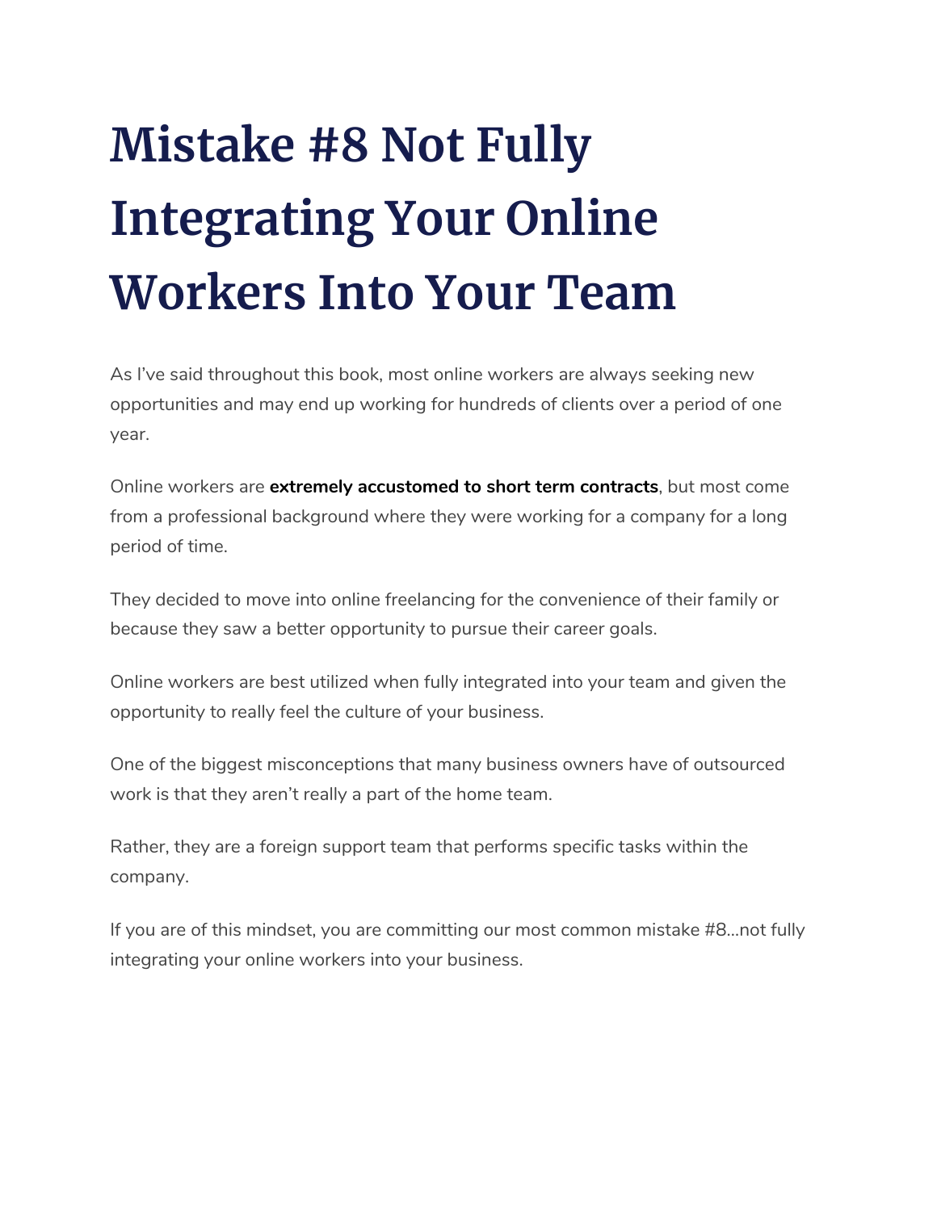# Mistake #8 Not Fully Integrating Your Online Workers Into Your Team

As I've said throughout this book, most online workers are always seeking new opportunities and may end up working for hundreds of clients over a period of one year.

Online workers are **extremely accustomed to short term contracts**, but most come from a professional background where they were working for a company for a long period of time.

They decided to move into online freelancing for the convenience of their family or because they saw a better opportunity to pursue their career goals.

Online workers are best utilized when fully integrated into your team and given the opportunity to really feel the culture of your business.

One of the biggest misconceptions that many business owners have of outsourced work is that they aren't really a part of the home team.

Rather, they are a foreign support team that performs specific tasks within the company.

If you are of this mindset, you are committing our most common mistake #8…not fully integrating your online workers into your business.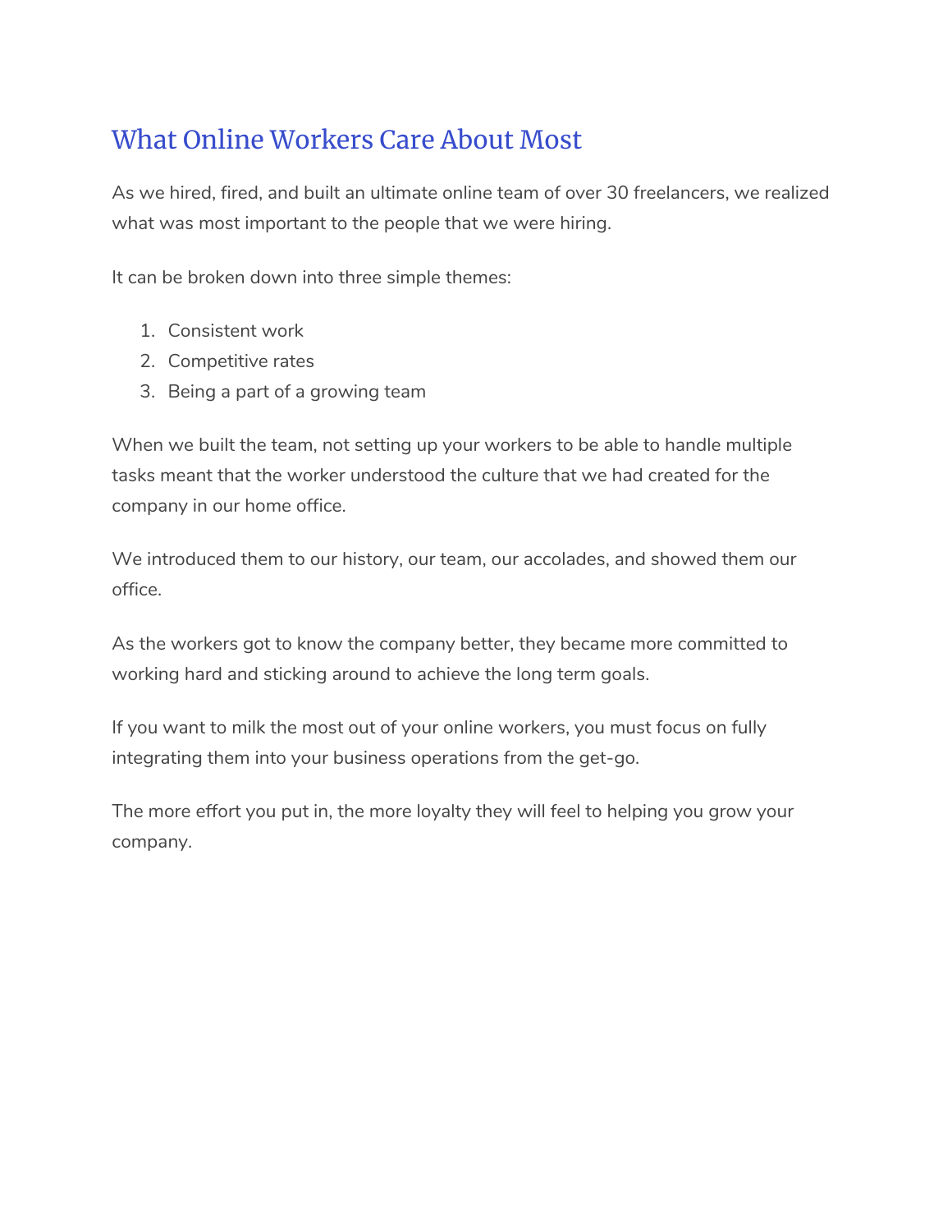## What Online Workers Care About Most

As we hired, fired, and built an ultimate online team of over 30 freelancers, we realized what was most important to the people that we were hiring.

It can be broken down into three simple themes:

1. Consistent work
2. Competitive rates
3. Being a part of a growing team

When we built the team, not setting up your workers to be able to handle multiple tasks meant that the worker understood the culture that we had created for the company in our home office.

We introduced them to our history, our team, our accolades, and showed them our office.

As the workers got to know the company better, they became more committed to working hard and sticking around to achieve the long term goals.

If you want to milk the most out of your online workers, you must focus on fully integrating them into your business operations from the get-go.

The more effort you put in, the more loyalty they will feel to helping you grow your company.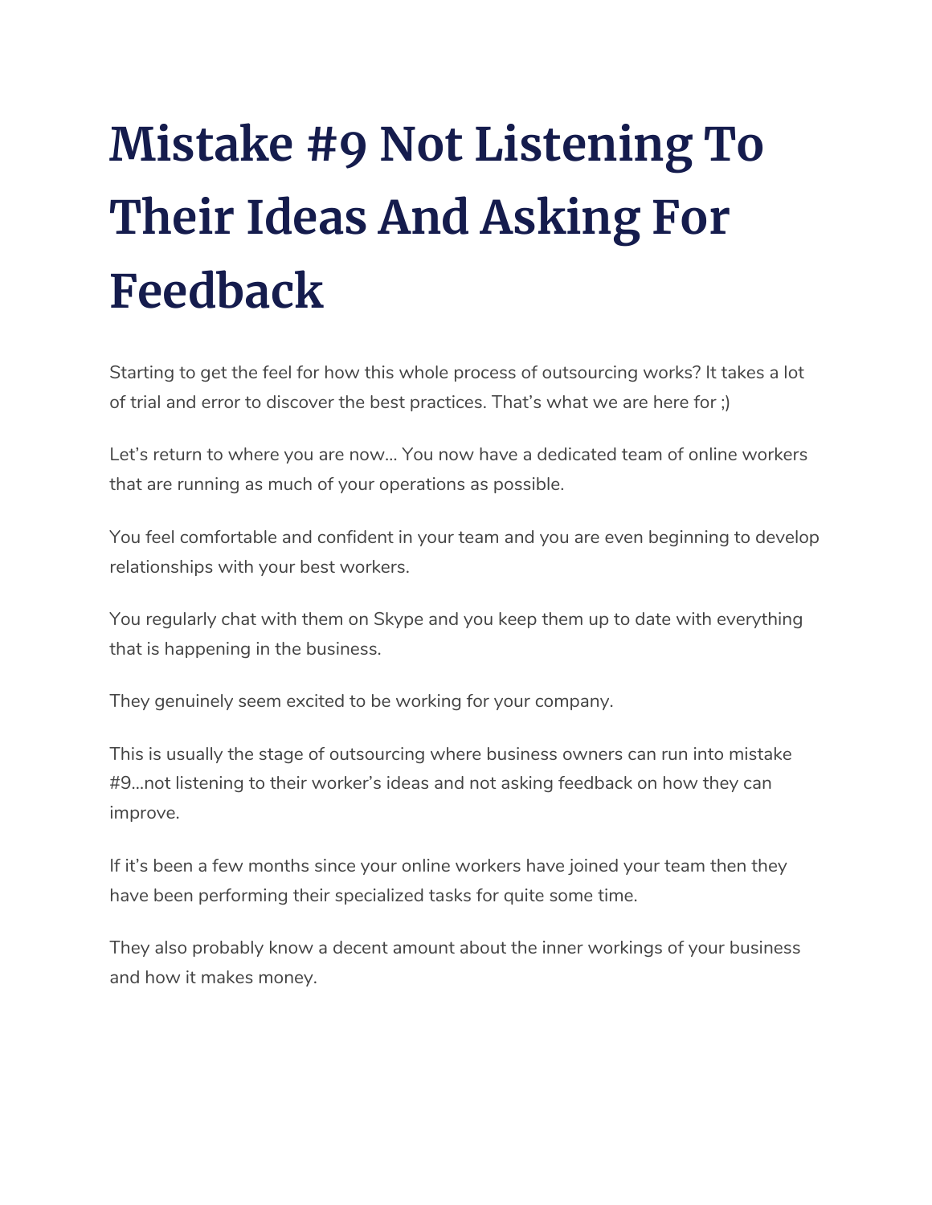# Mistake #9 Not Listening To Their Ideas And Asking For Feedback

Starting to get the feel for how this whole process of outsourcing works? It takes a lot of trial and error to discover the best practices. That's what we are here for ;)

Let's return to where you are now… You now have a dedicated team of online workers that are running as much of your operations as possible.

You feel comfortable and confident in your team and you are even beginning to develop relationships with your best workers.

You regularly chat with them on Skype and you keep them up to date with everything that is happening in the business.

They genuinely seem excited to be working for your company.

This is usually the stage of outsourcing where business owners can run into mistake #9…not listening to their worker's ideas and not asking feedback on how they can improve.

If it's been a few months since your online workers have joined your team then they have been performing their specialized tasks for quite some time.

They also probably know a decent amount about the inner workings of your business and how it makes money.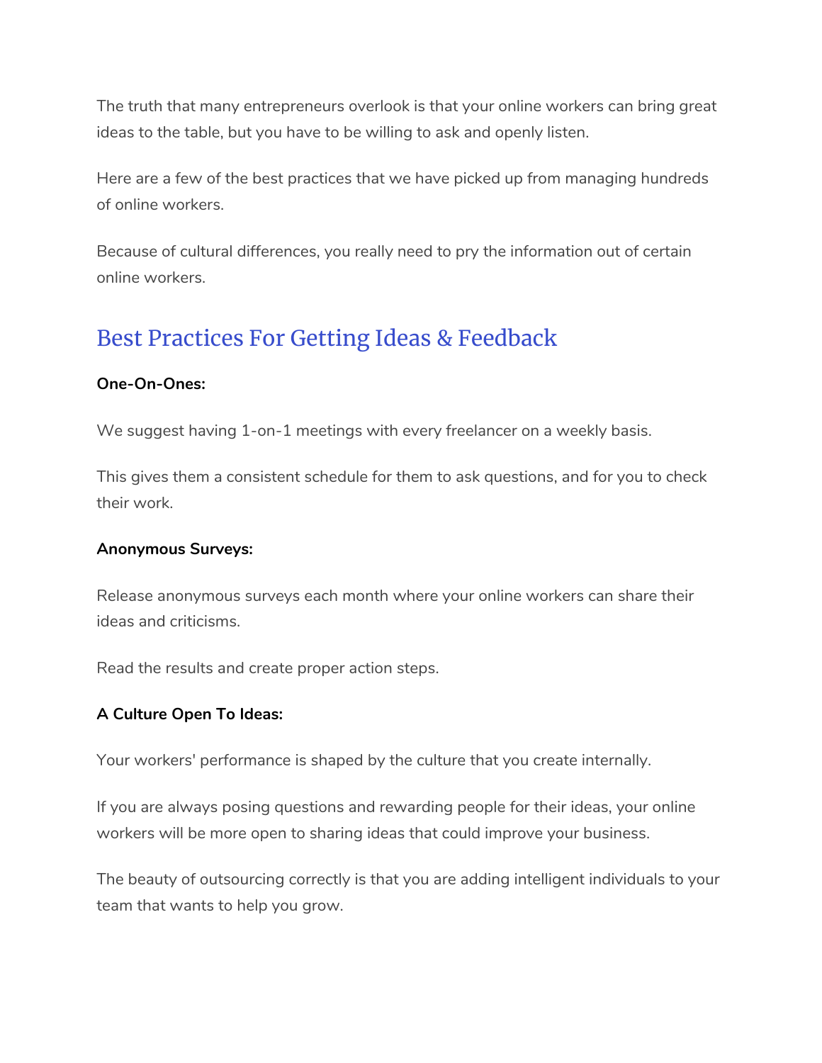The truth that many entrepreneurs overlook is that your online workers can bring great ideas to the table, but you have to be willing to ask and openly listen.

Here are a few of the best practices that we have picked up from managing hundreds of online workers.

Because of cultural differences, you really need to pry the information out of certain online workers.

## Best Practices For Getting Ideas & Feedback

**One-On-Ones:**

We suggest having 1-on-1 meetings with every freelancer on a weekly basis.

This gives them a consistent schedule for them to ask questions, and for you to check their work.

**Anonymous Surveys:**

Release anonymous surveys each month where your online workers can share their ideas and criticisms.

Read the results and create proper action steps.

**A Culture Open To Ideas:**

Your workers' performance is shaped by the culture that you create internally.

If you are always posing questions and rewarding people for their ideas, your online workers will be more open to sharing ideas that could improve your business.

The beauty of outsourcing correctly is that you are adding intelligent individuals to your team that wants to help you grow.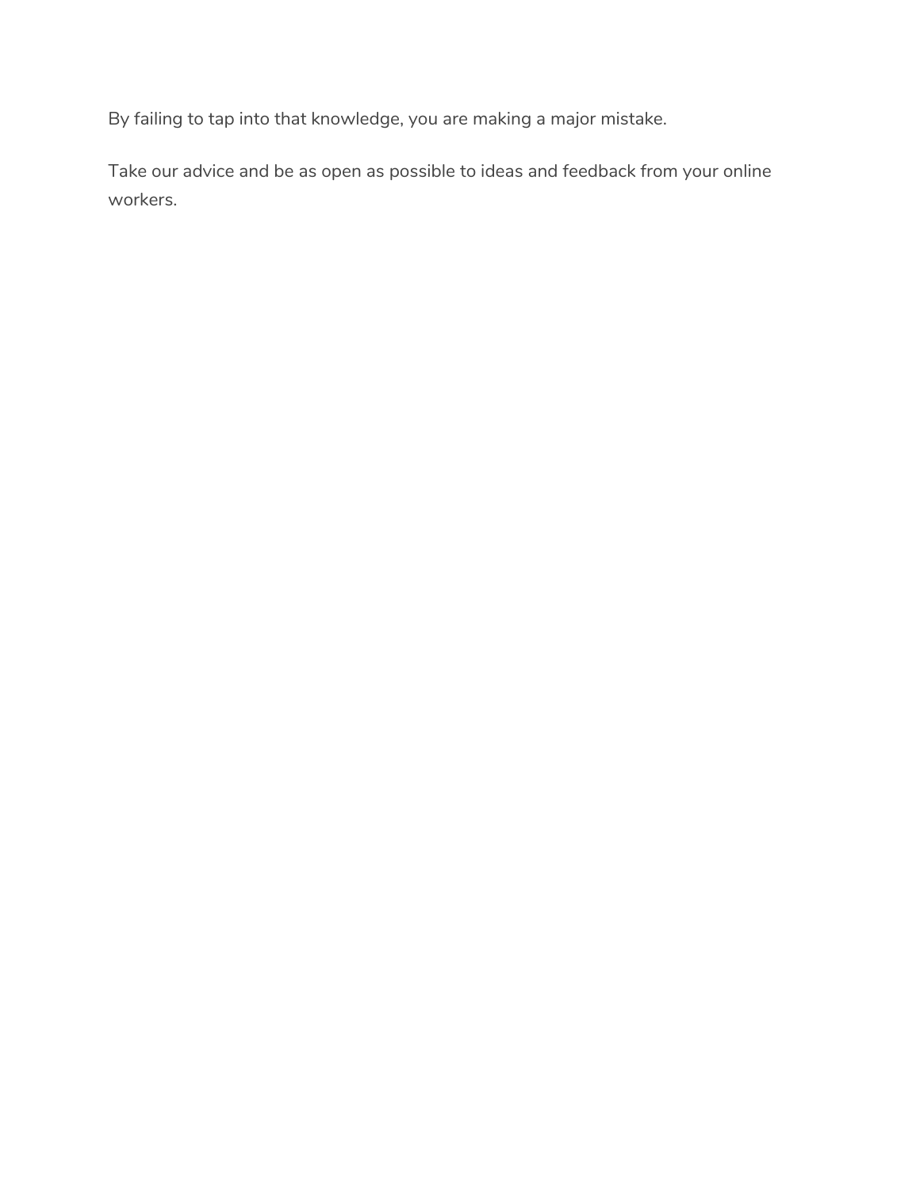By failing to tap into that knowledge, you are making a major mistake.

Take our advice and be as open as possible to ideas and feedback from your online workers.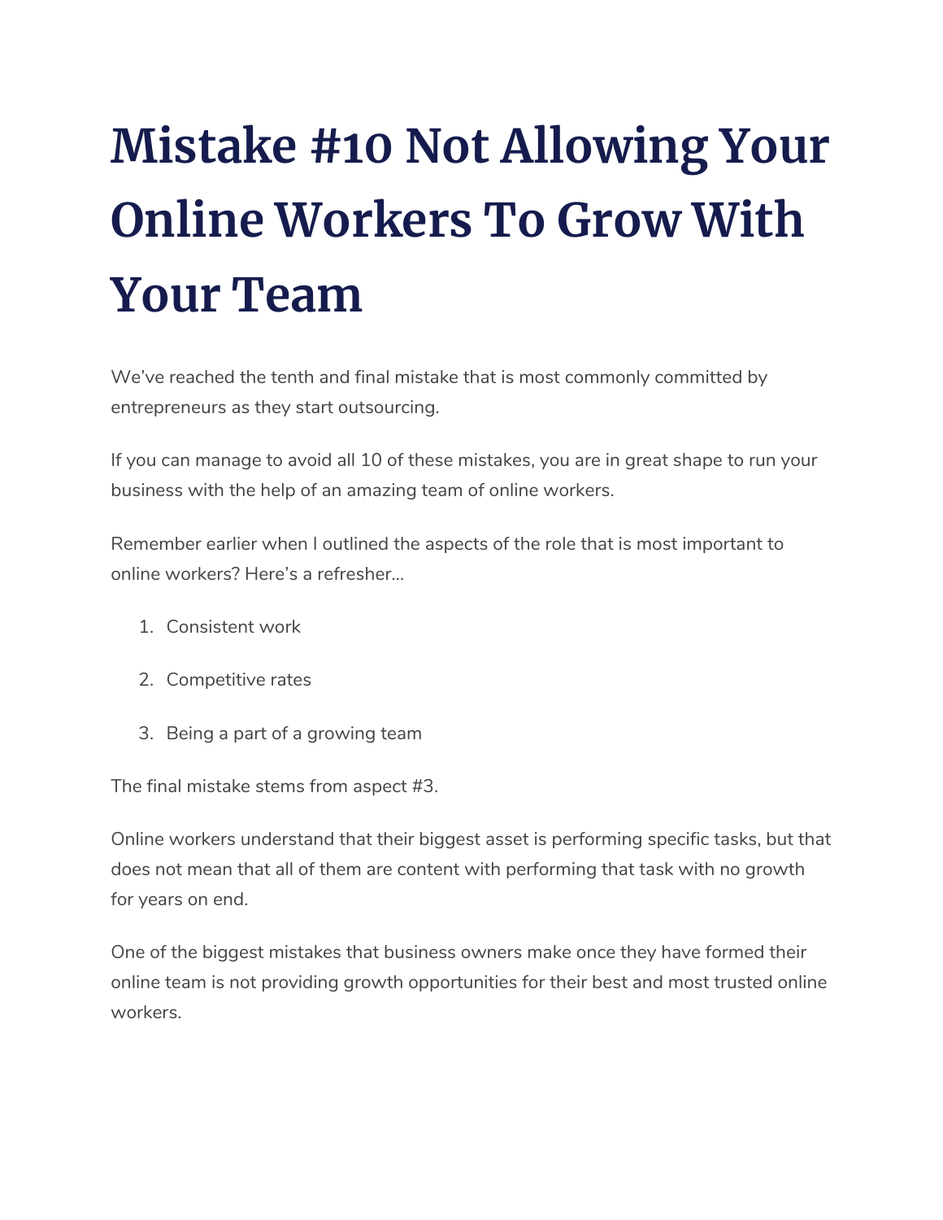# Mistake #10 Not Allowing Your Online Workers To Grow With Your Team

We've reached the tenth and final mistake that is most commonly committed by entrepreneurs as they start outsourcing.

If you can manage to avoid all 10 of these mistakes, you are in great shape to run your business with the help of an amazing team of online workers.

Remember earlier when I outlined the aspects of the role that is most important to online workers? Here's a refresher...

1. Consistent work
2. Competitive rates
3. Being a part of a growing team

The final mistake stems from aspect #3.

Online workers understand that their biggest asset is performing specific tasks, but that does not mean that all of them are content with performing that task with no growth for years on end.

One of the biggest mistakes that business owners make once they have formed their online team is not providing growth opportunities for their best and most trusted online workers.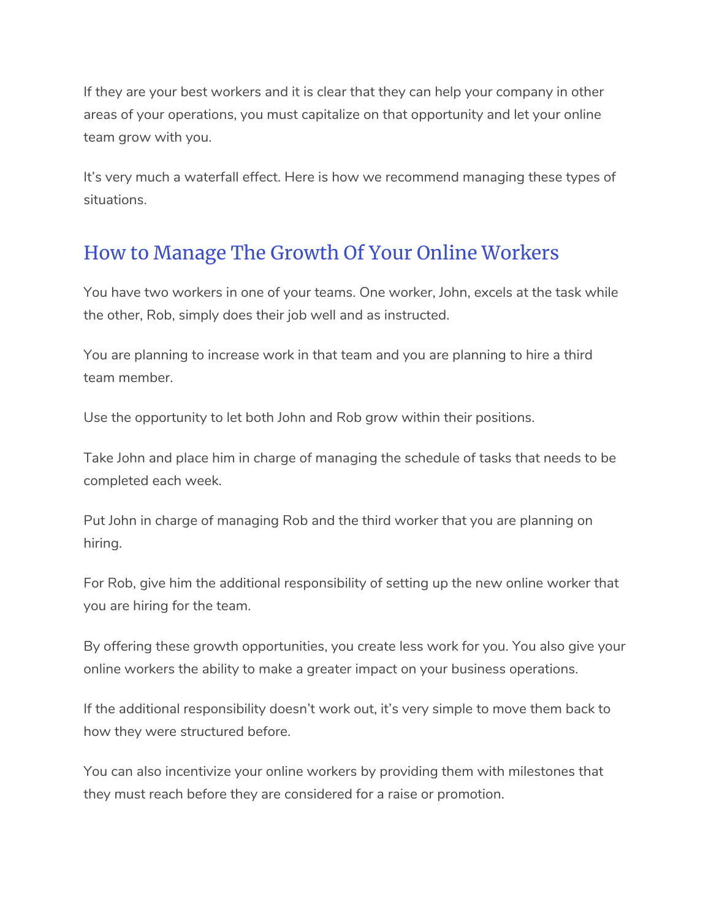If they are your best workers and it is clear that they can help your company in other areas of your operations, you must capitalize on that opportunity and let your online team grow with you.

It's very much a waterfall effect. Here is how we recommend managing these types of situations.

## How to Manage The Growth Of Your Online Workers

You have two workers in one of your teams. One worker, John, excels at the task while the other, Rob, simply does their job well and as instructed.

You are planning to increase work in that team and you are planning to hire a third team member.

Use the opportunity to let both John and Rob grow within their positions.

Take John and place him in charge of managing the schedule of tasks that needs to be completed each week.

Put John in charge of managing Rob and the third worker that you are planning on hiring.

For Rob, give him the additional responsibility of setting up the new online worker that you are hiring for the team.

By offering these growth opportunities, you create less work for you. You also give your online workers the ability to make a greater impact on your business operations.

If the additional responsibility doesn't work out, it's very simple to move them back to how they were structured before.

You can also incentivize your online workers by providing them with milestones that they must reach before they are considered for a raise or promotion.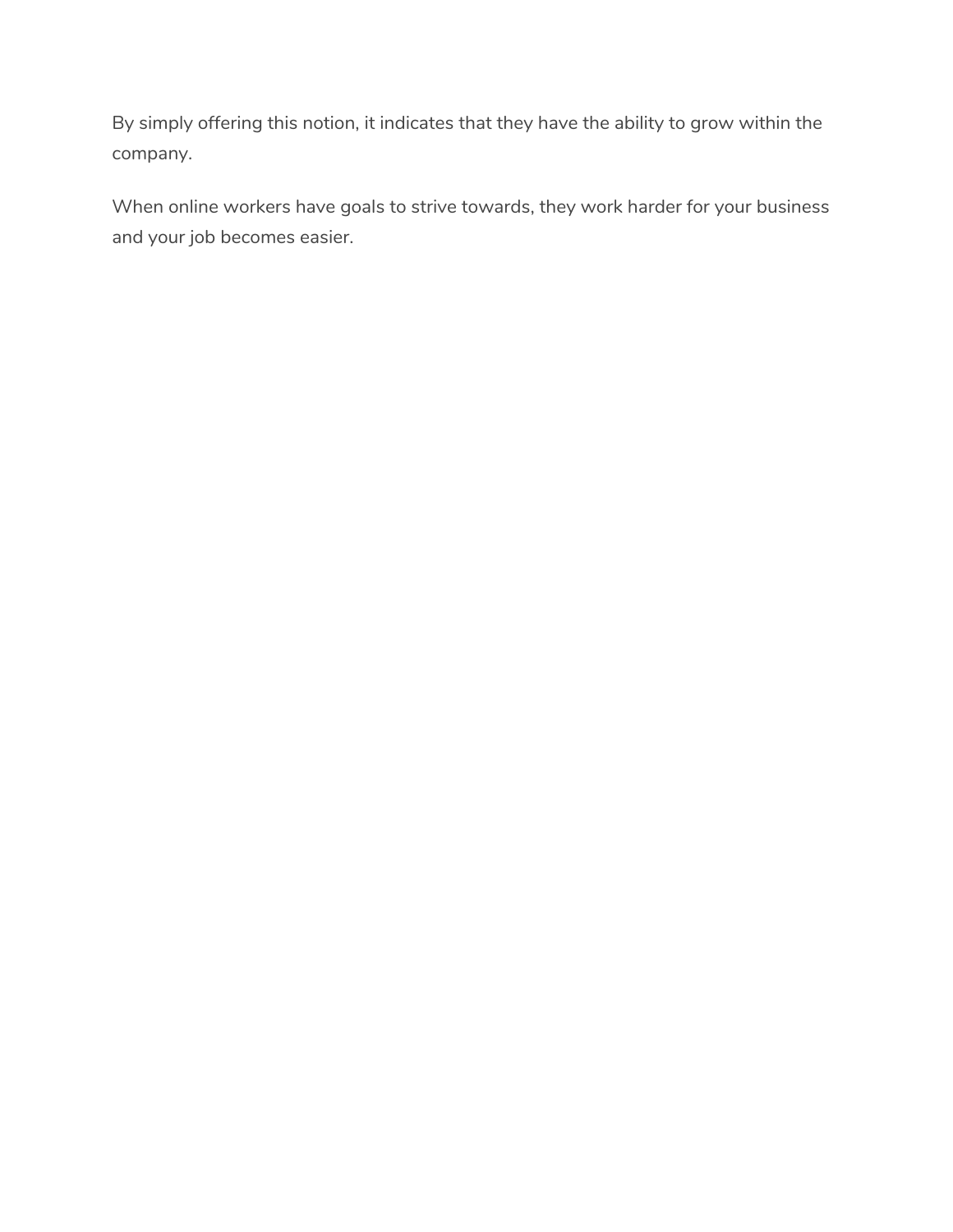By simply offering this notion, it indicates that they have the ability to grow within the company.

When online workers have goals to strive towards, they work harder for your business and your job becomes easier.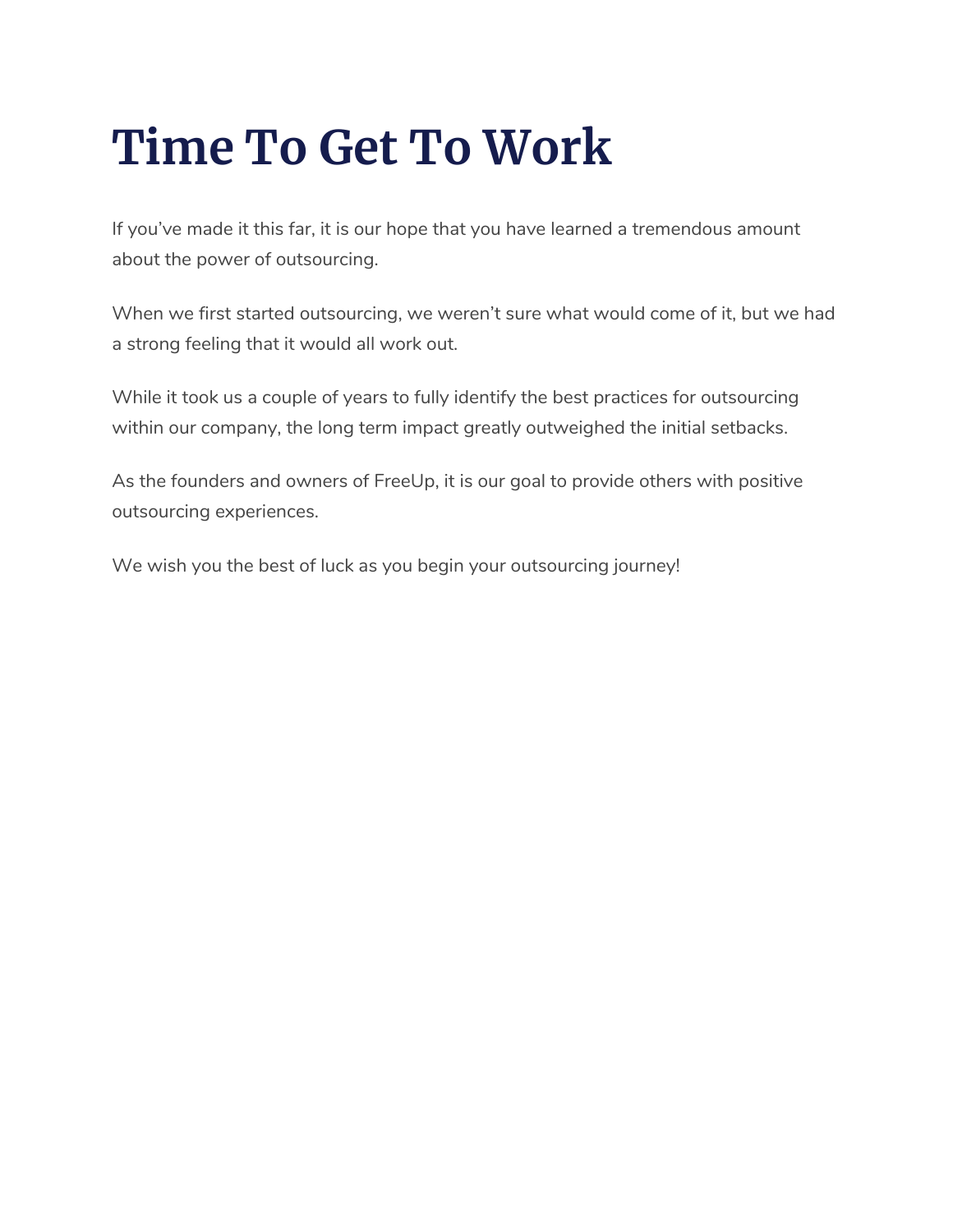# Time To Get To Work

If you've made it this far, it is our hope that you have learned a tremendous amount about the power of outsourcing.

When we first started outsourcing, we weren't sure what would come of it, but we had a strong feeling that it would all work out.

While it took us a couple of years to fully identify the best practices for outsourcing within our company, the long term impact greatly outweighed the initial setbacks.

As the founders and owners of FreeUp, it is our goal to provide others with positive outsourcing experiences.

We wish you the best of luck as you begin your outsourcing journey!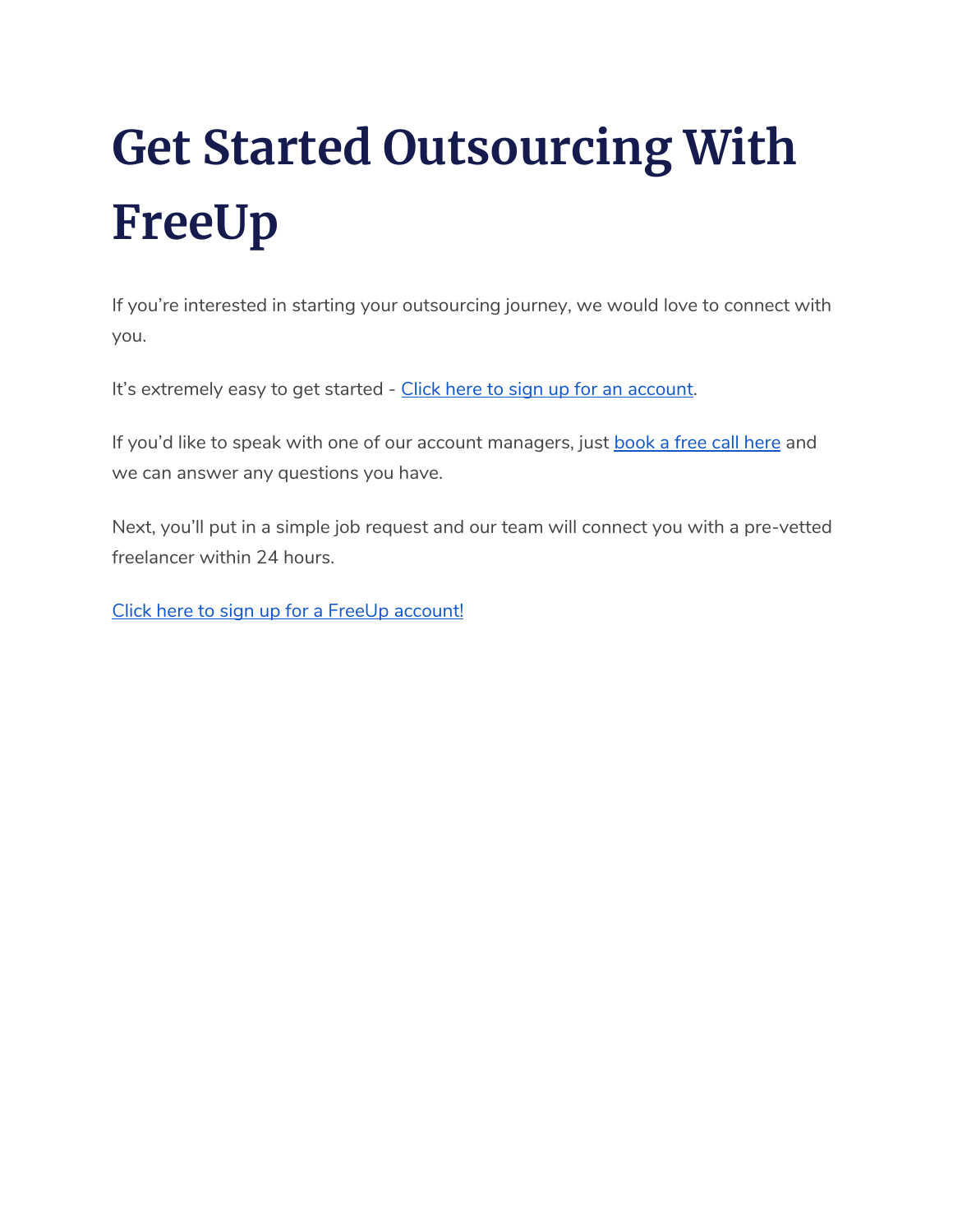# Get Started Outsourcing With FreeUp

If you're interested in starting your outsourcing journey, we would love to connect with you.

It's extremely easy to get started - Click here to sign up for an account.

If you'd like to speak with one of our account managers, just book a free call here and we can answer any questions you have.

Next, you'll put in a simple job request and our team will connect you with a pre-vetted freelancer within 24 hours.

Click here to sign up for a FreeUp account!